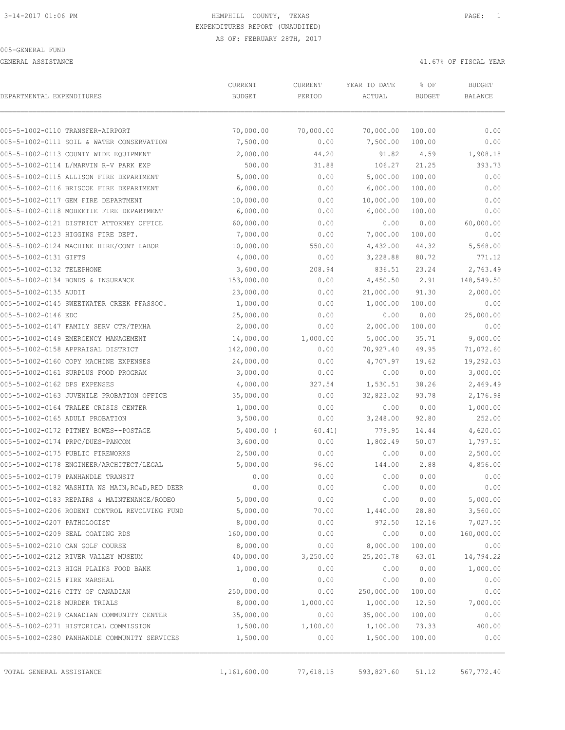HEMPHILL COUNTY, TEXAS
EXPENDITURES REPORT (UNAUDITED)
AS OF: FEBRUARY 28TH, 2017

005-GENERAL FUND

GENERAL ASSISTANCE — 41.67% OF FISCAL YEAR

| DEPARTMENTAL EXPENDITURES | CURRENT BUDGET | CURRENT PERIOD | YEAR TO DATE ACTUAL | % OF BUDGET | BUDGET BALANCE |
|---|---|---|---|---|---|
| 005-5-1002-0110 TRANSFER-AIRPORT | 70,000.00 | 70,000.00 | 70,000.00 | 100.00 | 0.00 |
| 005-5-1002-0111 SOIL & WATER CONSERVATION | 7,500.00 | 0.00 | 7,500.00 | 100.00 | 0.00 |
| 005-5-1002-0113 COUNTY WIDE EQUIPMENT | 2,000.00 | 44.20 | 91.82 | 4.59 | 1,908.18 |
| 005-5-1002-0114 L/MARVIN R-V PARK EXP | 500.00 | 31.88 | 106.27 | 21.25 | 393.73 |
| 005-5-1002-0115 ALLISON FIRE DEPARTMENT | 5,000.00 | 0.00 | 5,000.00 | 100.00 | 0.00 |
| 005-5-1002-0116 BRISCOE FIRE DEPARTMENT | 6,000.00 | 0.00 | 6,000.00 | 100.00 | 0.00 |
| 005-5-1002-0117 GEM FIRE DEPARTMENT | 10,000.00 | 0.00 | 10,000.00 | 100.00 | 0.00 |
| 005-5-1002-0118 MOBEETIE FIRE DEPARTMENT | 6,000.00 | 0.00 | 6,000.00 | 100.00 | 0.00 |
| 005-5-1002-0121 DISTRICT ATTORNEY OFFICE | 60,000.00 | 0.00 | 0.00 | 0.00 | 60,000.00 |
| 005-5-1002-0123 HIGGINS FIRE DEPT. | 7,000.00 | 0.00 | 7,000.00 | 100.00 | 0.00 |
| 005-5-1002-0124 MACHINE HIRE/CONT LABOR | 10,000.00 | 550.00 | 4,432.00 | 44.32 | 5,568.00 |
| 005-5-1002-0131 GIFTS | 4,000.00 | 0.00 | 3,228.88 | 80.72 | 771.12 |
| 005-5-1002-0132 TELEPHONE | 3,600.00 | 208.94 | 836.51 | 23.24 | 2,763.49 |
| 005-5-1002-0134 BONDS & INSURANCE | 153,000.00 | 0.00 | 4,450.50 | 2.91 | 148,549.50 |
| 005-5-1002-0135 AUDIT | 23,000.00 | 0.00 | 21,000.00 | 91.30 | 2,000.00 |
| 005-5-1002-0145 SWEETWATER CREEK FFASSOC. | 1,000.00 | 0.00 | 1,000.00 | 100.00 | 0.00 |
| 005-5-1002-0146 EDC | 25,000.00 | 0.00 | 0.00 | 0.00 | 25,000.00 |
| 005-5-1002-0147 FAMILY SERV CTR/TPMHA | 2,000.00 | 0.00 | 2,000.00 | 100.00 | 0.00 |
| 005-5-1002-0149 EMERGENCY MANAGEMENT | 14,000.00 | 1,000.00 | 5,000.00 | 35.71 | 9,000.00 |
| 005-5-1002-0158 APPRAISAL DISTRICT | 142,000.00 | 0.00 | 70,927.40 | 49.95 | 71,072.60 |
| 005-5-1002-0160 COPY MACHINE EXPENSES | 24,000.00 | 0.00 | 4,707.97 | 19.62 | 19,292.03 |
| 005-5-1002-0161 SURPLUS FOOD PROGRAM | 3,000.00 | 0.00 | 0.00 | 0.00 | 3,000.00 |
| 005-5-1002-0162 DPS EXPENSES | 4,000.00 | 327.54 | 1,530.51 | 38.26 | 2,469.49 |
| 005-5-1002-0163 JUVENILE PROBATION OFFICE | 35,000.00 | 0.00 | 32,823.02 | 93.78 | 2,176.98 |
| 005-5-1002-0164 TRALEE CRISIS CENTER | 1,000.00 | 0.00 | 0.00 | 0.00 | 1,000.00 |
| 005-5-1002-0165 ADULT PROBATION | 3,500.00 | 0.00 | 3,248.00 | 92.80 | 252.00 |
| 005-5-1002-0172 PITNEY BOWES--POSTAGE | 5,400.00 | ( 60.41) | 779.95 | 14.44 | 4,620.05 |
| 005-5-1002-0174 PRPC/DUES-PANCOM | 3,600.00 | 0.00 | 1,802.49 | 50.07 | 1,797.51 |
| 005-5-1002-0175 PUBLIC FIREWORKS | 2,500.00 | 0.00 | 0.00 | 0.00 | 2,500.00 |
| 005-5-1002-0178 ENGINEER/ARCHITECT/LEGAL | 5,000.00 | 96.00 | 144.00 | 2.88 | 4,856.00 |
| 005-5-1002-0179 PANHANDLE TRANSIT | 0.00 | 0.00 | 0.00 | 0.00 | 0.00 |
| 005-5-1002-0182 WASHITA WS MAIN,RC&D,RED DEER | 0.00 | 0.00 | 0.00 | 0.00 | 0.00 |
| 005-5-1002-0183 REPAIRS & MAINTENANCE/RODEO | 5,000.00 | 0.00 | 0.00 | 0.00 | 5,000.00 |
| 005-5-1002-0206 RODENT CONTROL REVOLVING FUND | 5,000.00 | 70.00 | 1,440.00 | 28.80 | 3,560.00 |
| 005-5-1002-0207 PATHOLOGIST | 8,000.00 | 0.00 | 972.50 | 12.16 | 7,027.50 |
| 005-5-1002-0209 SEAL COATING RDS | 160,000.00 | 0.00 | 0.00 | 0.00 | 160,000.00 |
| 005-5-1002-0210 CAN GOLF COURSE | 8,000.00 | 0.00 | 8,000.00 | 100.00 | 0.00 |
| 005-5-1002-0212 RIVER VALLEY MUSEUM | 40,000.00 | 3,250.00 | 25,205.78 | 63.01 | 14,794.22 |
| 005-5-1002-0213 HIGH PLAINS FOOD BANK | 1,000.00 | 0.00 | 0.00 | 0.00 | 1,000.00 |
| 005-5-1002-0215 FIRE MARSHAL | 0.00 | 0.00 | 0.00 | 0.00 | 0.00 |
| 005-5-1002-0216 CITY OF CANADIAN | 250,000.00 | 0.00 | 250,000.00 | 100.00 | 0.00 |
| 005-5-1002-0218 MURDER TRIALS | 8,000.00 | 1,000.00 | 1,000.00 | 12.50 | 7,000.00 |
| 005-5-1002-0219 CANADIAN COMMUNITY CENTER | 35,000.00 | 0.00 | 35,000.00 | 100.00 | 0.00 |
| 005-5-1002-0271 HISTORICAL COMMISSION | 1,500.00 | 1,100.00 | 1,100.00 | 73.33 | 400.00 |
| 005-5-1002-0280 PANHANDLE COMMUNITY SERVICES | 1,500.00 | 0.00 | 1,500.00 | 100.00 | 0.00 |
| TOTAL GENERAL ASSISTANCE | 1,161,600.00 | 77,618.15 | 593,827.60 | 51.12 | 567,772.40 |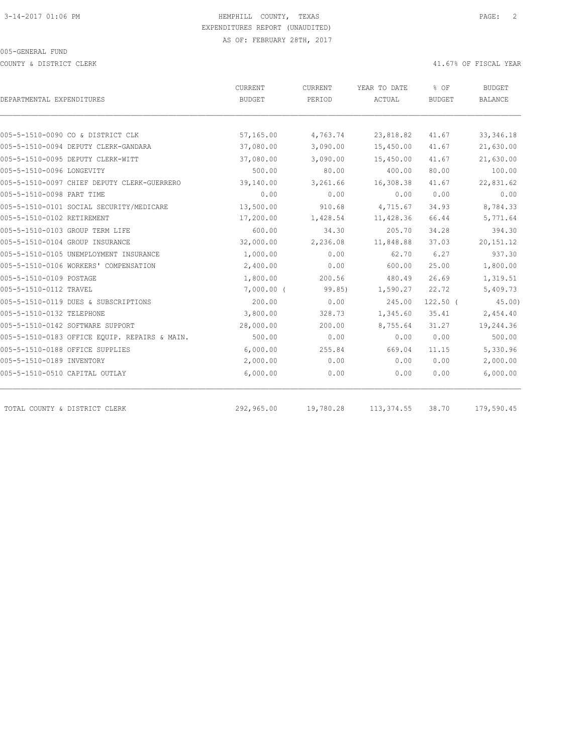HEMPHILL COUNTY, TEXAS
EXPENDITURES REPORT (UNAUDITED)
AS OF: FEBRUARY 28TH, 2017

005-GENERAL FUND

COUNTY & DISTRICT CLERK

41.67% OF FISCAL YEAR

| DEPARTMENTAL EXPENDITURES | CURRENT BUDGET | CURRENT PERIOD | YEAR TO DATE ACTUAL | % OF BUDGET | BUDGET BALANCE |
|---|---|---|---|---|---|
| 005-5-1510-0090 CO & DISTRICT CLK | 57,165.00 | 4,763.74 | 23,818.82 | 41.67 | 33,346.18 |
| 005-5-1510-0094 DEPUTY CLERK-GANDARA | 37,080.00 | 3,090.00 | 15,450.00 | 41.67 | 21,630.00 |
| 005-5-1510-0095 DEPUTY CLERK-WITT | 37,080.00 | 3,090.00 | 15,450.00 | 41.67 | 21,630.00 |
| 005-5-1510-0096 LONGEVITY | 500.00 | 80.00 | 400.00 | 80.00 | 100.00 |
| 005-5-1510-0097 CHIEF DEPUTY CLERK-GUERRERO | 39,140.00 | 3,261.66 | 16,308.38 | 41.67 | 22,831.62 |
| 005-5-1510-0098 PART TIME | 0.00 | 0.00 | 0.00 | 0.00 | 0.00 |
| 005-5-1510-0101 SOCIAL SECURITY/MEDICARE | 13,500.00 | 910.68 | 4,715.67 | 34.93 | 8,784.33 |
| 005-5-1510-0102 RETIREMENT | 17,200.00 | 1,428.54 | 11,428.36 | 66.44 | 5,771.64 |
| 005-5-1510-0103 GROUP TERM LIFE | 600.00 | 34.30 | 205.70 | 34.28 | 394.30 |
| 005-5-1510-0104 GROUP INSURANCE | 32,000.00 | 2,236.08 | 11,848.88 | 37.03 | 20,151.12 |
| 005-5-1510-0105 UNEMPLOYMENT INSURANCE | 1,000.00 | 0.00 | 62.70 | 6.27 | 937.30 |
| 005-5-1510-0106 WORKERS' COMPENSATION | 2,400.00 | 0.00 | 600.00 | 25.00 | 1,800.00 |
| 005-5-1510-0109 POSTAGE | 1,800.00 | 200.56 | 480.49 | 26.69 | 1,319.51 |
| 005-5-1510-0112 TRAVEL | 7,000.00 | ( 99.85) | 1,590.27 | 22.72 | 5,409.73 |
| 005-5-1510-0119 DUES & SUBSCRIPTIONS | 200.00 | 0.00 | 245.00 | 122.50 | ( 45.00) |
| 005-5-1510-0132 TELEPHONE | 3,800.00 | 328.73 | 1,345.60 | 35.41 | 2,454.40 |
| 005-5-1510-0142 SOFTWARE SUPPORT | 28,000.00 | 200.00 | 8,755.64 | 31.27 | 19,244.36 |
| 005-5-1510-0183 OFFICE EQUIP. REPAIRS & MAIN. | 500.00 | 0.00 | 0.00 | 0.00 | 500.00 |
| 005-5-1510-0188 OFFICE SUPPLIES | 6,000.00 | 255.84 | 669.04 | 11.15 | 5,330.96 |
| 005-5-1510-0189 INVENTORY | 2,000.00 | 0.00 | 0.00 | 0.00 | 2,000.00 |
| 005-5-1510-0510 CAPITAL OUTLAY | 6,000.00 | 0.00 | 0.00 | 0.00 | 6,000.00 |
| TOTAL COUNTY & DISTRICT CLERK | 292,965.00 | 19,780.28 | 113,374.55 | 38.70 | 179,590.45 |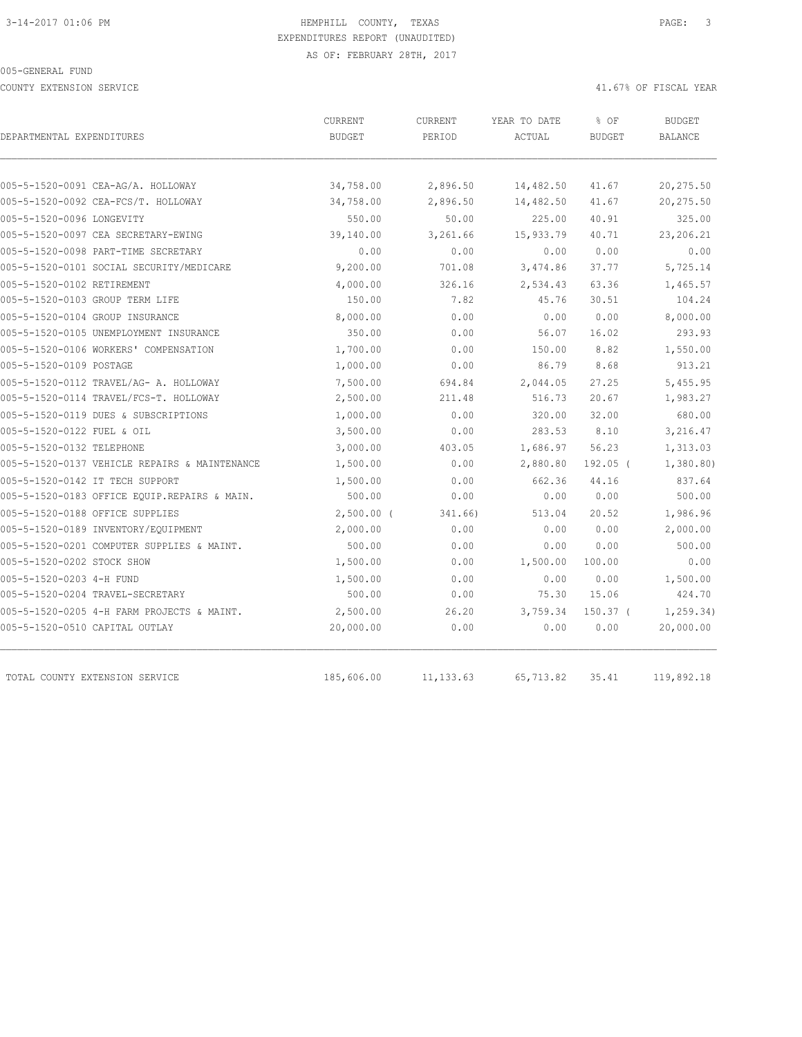3-14-2017 01:06 PM HEMPHILL COUNTY, TEXAS

EXPENDITURES REPORT (UNAUDITED)

AS OF: FEBRUARY 28TH, 2017

005-GENERAL FUND

COUNTY EXTENSION SERVICE 41.67% OF FISCAL YEAR

| DEPARTMENTAL EXPENDITURES | CURRENT BUDGET | CURRENT PERIOD | YEAR TO DATE ACTUAL | % OF BUDGET | BUDGET BALANCE |
|---|---|---|---|---|---|
| 005-5-1520-0091 CEA-AG/A. HOLLOWAY | 34,758.00 | 2,896.50 | 14,482.50 | 41.67 | 20,275.50 |
| 005-5-1520-0092 CEA-FCS/T. HOLLOWAY | 34,758.00 | 2,896.50 | 14,482.50 | 41.67 | 20,275.50 |
| 005-5-1520-0096 LONGEVITY | 550.00 | 50.00 | 225.00 | 40.91 | 325.00 |
| 005-5-1520-0097 CEA SECRETARY-EWING | 39,140.00 | 3,261.66 | 15,933.79 | 40.71 | 23,206.21 |
| 005-5-1520-0098 PART-TIME SECRETARY | 0.00 | 0.00 | 0.00 | 0.00 | 0.00 |
| 005-5-1520-0101 SOCIAL SECURITY/MEDICARE | 9,200.00 | 701.08 | 3,474.86 | 37.77 | 5,725.14 |
| 005-5-1520-0102 RETIREMENT | 4,000.00 | 326.16 | 2,534.43 | 63.36 | 1,465.57 |
| 005-5-1520-0103 GROUP TERM LIFE | 150.00 | 7.82 | 45.76 | 30.51 | 104.24 |
| 005-5-1520-0104 GROUP INSURANCE | 8,000.00 | 0.00 | 0.00 | 0.00 | 8,000.00 |
| 005-5-1520-0105 UNEMPLOYMENT INSURANCE | 350.00 | 0.00 | 56.07 | 16.02 | 293.93 |
| 005-5-1520-0106 WORKERS' COMPENSATION | 1,700.00 | 0.00 | 150.00 | 8.82 | 1,550.00 |
| 005-5-1520-0109 POSTAGE | 1,000.00 | 0.00 | 86.79 | 8.68 | 913.21 |
| 005-5-1520-0112 TRAVEL/AG- A. HOLLOWAY | 7,500.00 | 694.84 | 2,044.05 | 27.25 | 5,455.95 |
| 005-5-1520-0114 TRAVEL/FCS-T. HOLLOWAY | 2,500.00 | 211.48 | 516.73 | 20.67 | 1,983.27 |
| 005-5-1520-0119 DUES & SUBSCRIPTIONS | 1,000.00 | 0.00 | 320.00 | 32.00 | 680.00 |
| 005-5-1520-0122 FUEL & OIL | 3,500.00 | 0.00 | 283.53 | 8.10 | 3,216.47 |
| 005-5-1520-0132 TELEPHONE | 3,000.00 | 403.05 | 1,686.97 | 56.23 | 1,313.03 |
| 005-5-1520-0137 VEHICLE REPAIRS & MAINTENANCE | 1,500.00 | 0.00 | 2,880.80 | 192.05 | ( 1,380.80) |
| 005-5-1520-0142 IT TECH SUPPORT | 1,500.00 | 0.00 | 662.36 | 44.16 | 837.64 |
| 005-5-1520-0183 OFFICE EQUIP.REPAIRS & MAIN. | 500.00 | 0.00 | 0.00 | 0.00 | 500.00 |
| 005-5-1520-0188 OFFICE SUPPLIES | 2,500.00 | ( 341.66) | 513.04 | 20.52 | 1,986.96 |
| 005-5-1520-0189 INVENTORY/EQUIPMENT | 2,000.00 | 0.00 | 0.00 | 0.00 | 2,000.00 |
| 005-5-1520-0201 COMPUTER SUPPLIES & MAINT. | 500.00 | 0.00 | 0.00 | 0.00 | 500.00 |
| 005-5-1520-0202 STOCK SHOW | 1,500.00 | 0.00 | 1,500.00 | 100.00 | 0.00 |
| 005-5-1520-0203 4-H FUND | 1,500.00 | 0.00 | 0.00 | 0.00 | 1,500.00 |
| 005-5-1520-0204 TRAVEL-SECRETARY | 500.00 | 0.00 | 75.30 | 15.06 | 424.70 |
| 005-5-1520-0205 4-H FARM PROJECTS & MAINT. | 2,500.00 | 26.20 | 3,759.34 | 150.37 | ( 1,259.34) |
| 005-5-1520-0510 CAPITAL OUTLAY | 20,000.00 | 0.00 | 0.00 | 0.00 | 20,000.00 |
| TOTAL COUNTY EXTENSION SERVICE | 185,606.00 | 11,133.63 | 65,713.82 | 35.41 | 119,892.18 |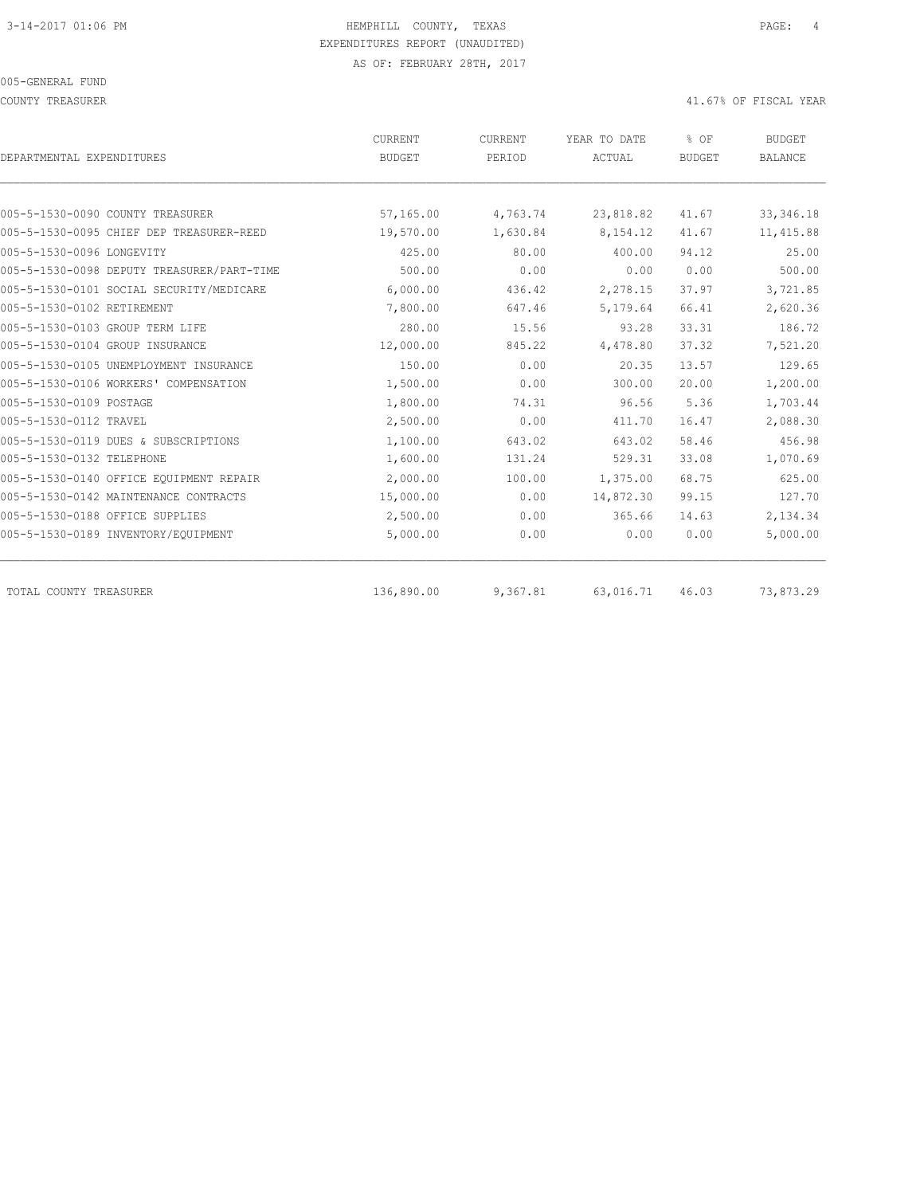HEMPHILL COUNTY, TEXAS
EXPENDITURES REPORT (UNAUDITED)
AS OF: FEBRUARY 28TH, 2017

005-GENERAL FUND

COUNTY TREASURER — 41.67% OF FISCAL YEAR

| DEPARTMENTAL EXPENDITURES | CURRENT BUDGET | CURRENT PERIOD | YEAR TO DATE ACTUAL | % OF BUDGET | BUDGET BALANCE |
|---|---|---|---|---|---|
| 005-5-1530-0090 COUNTY TREASURER | 57,165.00 | 4,763.74 | 23,818.82 | 41.67 | 33,346.18 |
| 005-5-1530-0095 CHIEF DEP TREASURER-REED | 19,570.00 | 1,630.84 | 8,154.12 | 41.67 | 11,415.88 |
| 005-5-1530-0096 LONGEVITY | 425.00 | 80.00 | 400.00 | 94.12 | 25.00 |
| 005-5-1530-0098 DEPUTY TREASURER/PART-TIME | 500.00 | 0.00 | 0.00 | 0.00 | 500.00 |
| 005-5-1530-0101 SOCIAL SECURITY/MEDICARE | 6,000.00 | 436.42 | 2,278.15 | 37.97 | 3,721.85 |
| 005-5-1530-0102 RETIREMENT | 7,800.00 | 647.46 | 5,179.64 | 66.41 | 2,620.36 |
| 005-5-1530-0103 GROUP TERM LIFE | 280.00 | 15.56 | 93.28 | 33.31 | 186.72 |
| 005-5-1530-0104 GROUP INSURANCE | 12,000.00 | 845.22 | 4,478.80 | 37.32 | 7,521.20 |
| 005-5-1530-0105 UNEMPLOYMENT INSURANCE | 150.00 | 0.00 | 20.35 | 13.57 | 129.65 |
| 005-5-1530-0106 WORKERS' COMPENSATION | 1,500.00 | 0.00 | 300.00 | 20.00 | 1,200.00 |
| 005-5-1530-0109 POSTAGE | 1,800.00 | 74.31 | 96.56 | 5.36 | 1,703.44 |
| 005-5-1530-0112 TRAVEL | 2,500.00 | 0.00 | 411.70 | 16.47 | 2,088.30 |
| 005-5-1530-0119 DUES & SUBSCRIPTIONS | 1,100.00 | 643.02 | 643.02 | 58.46 | 456.98 |
| 005-5-1530-0132 TELEPHONE | 1,600.00 | 131.24 | 529.31 | 33.08 | 1,070.69 |
| 005-5-1530-0140 OFFICE EQUIPMENT REPAIR | 2,000.00 | 100.00 | 1,375.00 | 68.75 | 625.00 |
| 005-5-1530-0142 MAINTENANCE CONTRACTS | 15,000.00 | 0.00 | 14,872.30 | 99.15 | 127.70 |
| 005-5-1530-0188 OFFICE SUPPLIES | 2,500.00 | 0.00 | 365.66 | 14.63 | 2,134.34 |
| 005-5-1530-0189 INVENTORY/EQUIPMENT | 5,000.00 | 0.00 | 0.00 | 0.00 | 5,000.00 |
| TOTAL COUNTY TREASURER | 136,890.00 | 9,367.81 | 63,016.71 | 46.03 | 73,873.29 |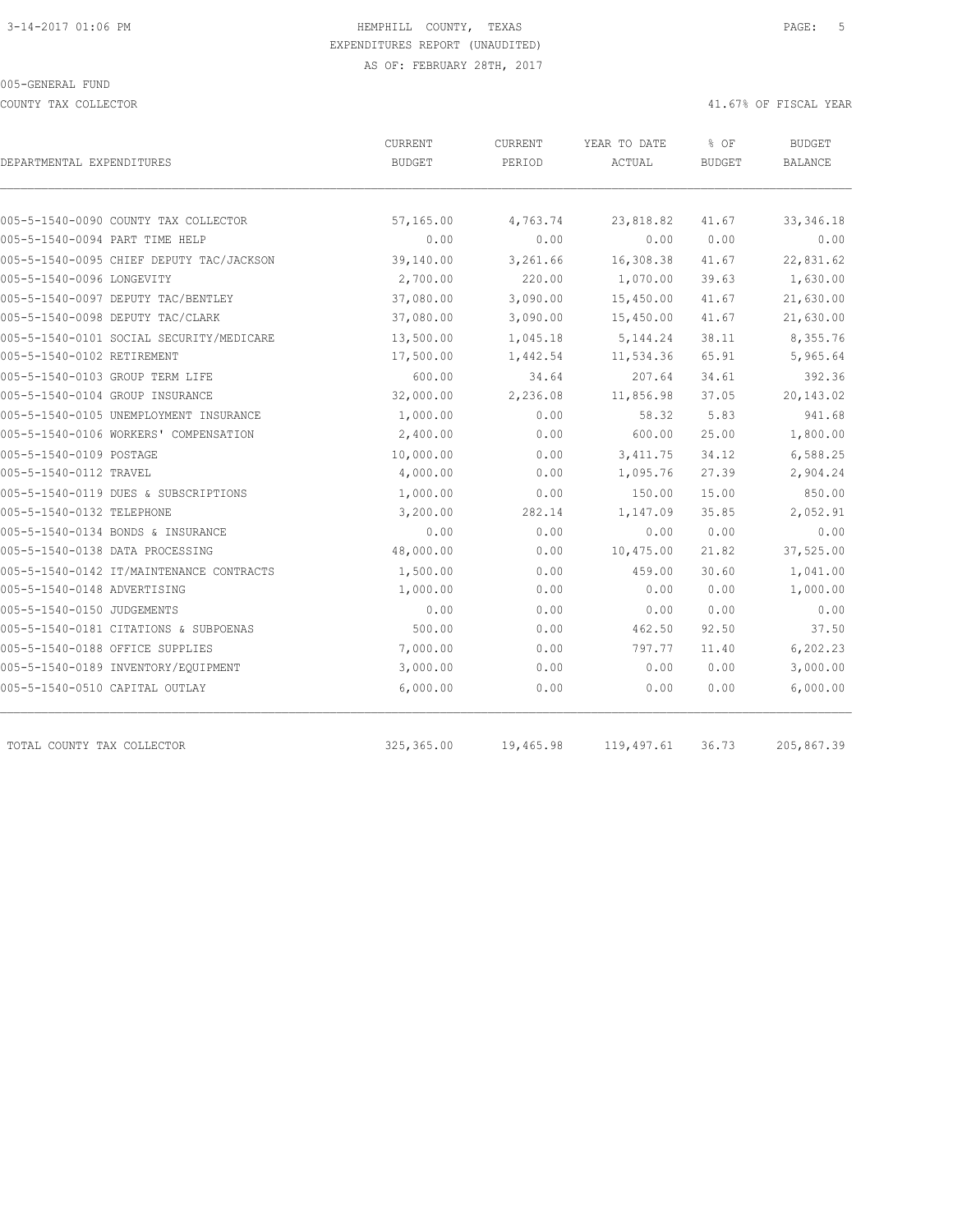HEMPHILL COUNTY, TEXAS
EXPENDITURES REPORT (UNAUDITED)
AS OF: FEBRUARY 28TH, 2017

005-GENERAL FUND

COUNTY TAX COLLECTOR — 41.67% OF FISCAL YEAR

| DEPARTMENTAL EXPENDITURES | CURRENT BUDGET | CURRENT PERIOD | YEAR TO DATE ACTUAL | % OF BUDGET | BUDGET BALANCE |
|---|---|---|---|---|---|
| 005-5-1540-0090 COUNTY TAX COLLECTOR | 57,165.00 | 4,763.74 | 23,818.82 | 41.67 | 33,346.18 |
| 005-5-1540-0094 PART TIME HELP | 0.00 | 0.00 | 0.00 | 0.00 | 0.00 |
| 005-5-1540-0095 CHIEF DEPUTY TAC/JACKSON | 39,140.00 | 3,261.66 | 16,308.38 | 41.67 | 22,831.62 |
| 005-5-1540-0096 LONGEVITY | 2,700.00 | 220.00 | 1,070.00 | 39.63 | 1,630.00 |
| 005-5-1540-0097 DEPUTY TAC/BENTLEY | 37,080.00 | 3,090.00 | 15,450.00 | 41.67 | 21,630.00 |
| 005-5-1540-0098 DEPUTY TAC/CLARK | 37,080.00 | 3,090.00 | 15,450.00 | 41.67 | 21,630.00 |
| 005-5-1540-0101 SOCIAL SECURITY/MEDICARE | 13,500.00 | 1,045.18 | 5,144.24 | 38.11 | 8,355.76 |
| 005-5-1540-0102 RETIREMENT | 17,500.00 | 1,442.54 | 11,534.36 | 65.91 | 5,965.64 |
| 005-5-1540-0103 GROUP TERM LIFE | 600.00 | 34.64 | 207.64 | 34.61 | 392.36 |
| 005-5-1540-0104 GROUP INSURANCE | 32,000.00 | 2,236.08 | 11,856.98 | 37.05 | 20,143.02 |
| 005-5-1540-0105 UNEMPLOYMENT INSURANCE | 1,000.00 | 0.00 | 58.32 | 5.83 | 941.68 |
| 005-5-1540-0106 WORKERS' COMPENSATION | 2,400.00 | 0.00 | 600.00 | 25.00 | 1,800.00 |
| 005-5-1540-0109 POSTAGE | 10,000.00 | 0.00 | 3,411.75 | 34.12 | 6,588.25 |
| 005-5-1540-0112 TRAVEL | 4,000.00 | 0.00 | 1,095.76 | 27.39 | 2,904.24 |
| 005-5-1540-0119 DUES & SUBSCRIPTIONS | 1,000.00 | 0.00 | 150.00 | 15.00 | 850.00 |
| 005-5-1540-0132 TELEPHONE | 3,200.00 | 282.14 | 1,147.09 | 35.85 | 2,052.91 |
| 005-5-1540-0134 BONDS & INSURANCE | 0.00 | 0.00 | 0.00 | 0.00 | 0.00 |
| 005-5-1540-0138 DATA PROCESSING | 48,000.00 | 0.00 | 10,475.00 | 21.82 | 37,525.00 |
| 005-5-1540-0142 IT/MAINTENANCE CONTRACTS | 1,500.00 | 0.00 | 459.00 | 30.60 | 1,041.00 |
| 005-5-1540-0148 ADVERTISING | 1,000.00 | 0.00 | 0.00 | 0.00 | 1,000.00 |
| 005-5-1540-0150 JUDGEMENTS | 0.00 | 0.00 | 0.00 | 0.00 | 0.00 |
| 005-5-1540-0181 CITATIONS & SUBPOENAS | 500.00 | 0.00 | 462.50 | 92.50 | 37.50 |
| 005-5-1540-0188 OFFICE SUPPLIES | 7,000.00 | 0.00 | 797.77 | 11.40 | 6,202.23 |
| 005-5-1540-0189 INVENTORY/EQUIPMENT | 3,000.00 | 0.00 | 0.00 | 0.00 | 3,000.00 |
| 005-5-1540-0510 CAPITAL OUTLAY | 6,000.00 | 0.00 | 0.00 | 0.00 | 6,000.00 |
| TOTAL COUNTY TAX COLLECTOR | 325,365.00 | 19,465.98 | 119,497.61 | 36.73 | 205,867.39 |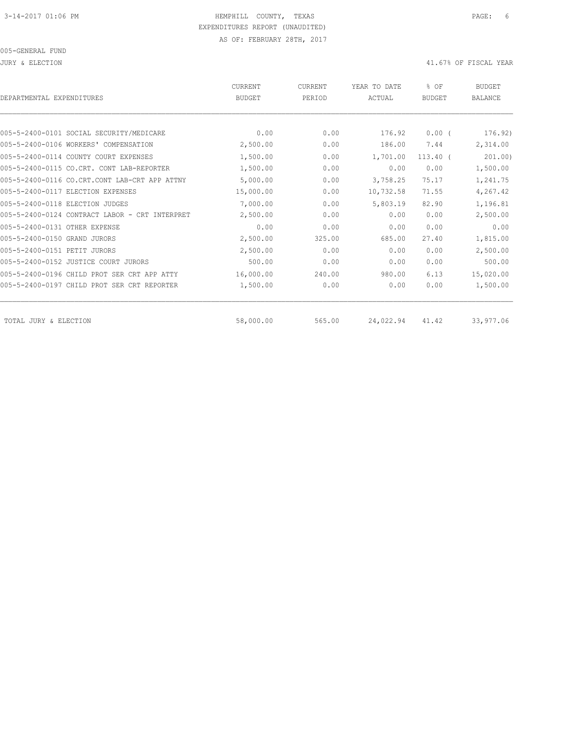3-14-2017 01:06 PM HEMPHILL COUNTY, TEXAS

EXPENDITURES REPORT (UNAUDITED)

AS OF: FEBRUARY 28TH, 2017

005-GENERAL FUND

JURY & ELECTION 41.67% OF FISCAL YEAR

| DEPARTMENTAL EXPENDITURES | CURRENT BUDGET | CURRENT PERIOD | YEAR TO DATE ACTUAL | % OF BUDGET | BUDGET BALANCE |
|---|---|---|---|---|---|
| 005-5-2400-0101 SOCIAL SECURITY/MEDICARE | 0.00 | 0.00 | 176.92 | 0.00 ( | 176.92) |
| 005-5-2400-0106 WORKERS' COMPENSATION | 2,500.00 | 0.00 | 186.00 | 7.44 | 2,314.00 |
| 005-5-2400-0114 COUNTY COURT EXPENSES | 1,500.00 | 0.00 | 1,701.00 | 113.40 ( | 201.00) |
| 005-5-2400-0115 CO.CRT. CONT LAB-REPORTER | 1,500.00 | 0.00 | 0.00 | 0.00 | 1,500.00 |
| 005-5-2400-0116 CO.CRT.CONT LAB-CRT APP ATTNY | 5,000.00 | 0.00 | 3,758.25 | 75.17 | 1,241.75 |
| 005-5-2400-0117 ELECTION EXPENSES | 15,000.00 | 0.00 | 10,732.58 | 71.55 | 4,267.42 |
| 005-5-2400-0118 ELECTION JUDGES | 7,000.00 | 0.00 | 5,803.19 | 82.90 | 1,196.81 |
| 005-5-2400-0124 CONTRACT LABOR - CRT INTERPRET | 2,500.00 | 0.00 | 0.00 | 0.00 | 2,500.00 |
| 005-5-2400-0131 OTHER EXPENSE | 0.00 | 0.00 | 0.00 | 0.00 | 0.00 |
| 005-5-2400-0150 GRAND JURORS | 2,500.00 | 325.00 | 685.00 | 27.40 | 1,815.00 |
| 005-5-2400-0151 PETIT JURORS | 2,500.00 | 0.00 | 0.00 | 0.00 | 2,500.00 |
| 005-5-2400-0152 JUSTICE COURT JURORS | 500.00 | 0.00 | 0.00 | 0.00 | 500.00 |
| 005-5-2400-0196 CHILD PROT SER CRT APP ATTY | 16,000.00 | 240.00 | 980.00 | 6.13 | 15,020.00 |
| 005-5-2400-0197 CHILD PROT SER CRT REPORTER | 1,500.00 | 0.00 | 0.00 | 0.00 | 1,500.00 |
| TOTAL JURY & ELECTION | 58,000.00 | 565.00 | 24,022.94 | 41.42 | 33,977.06 |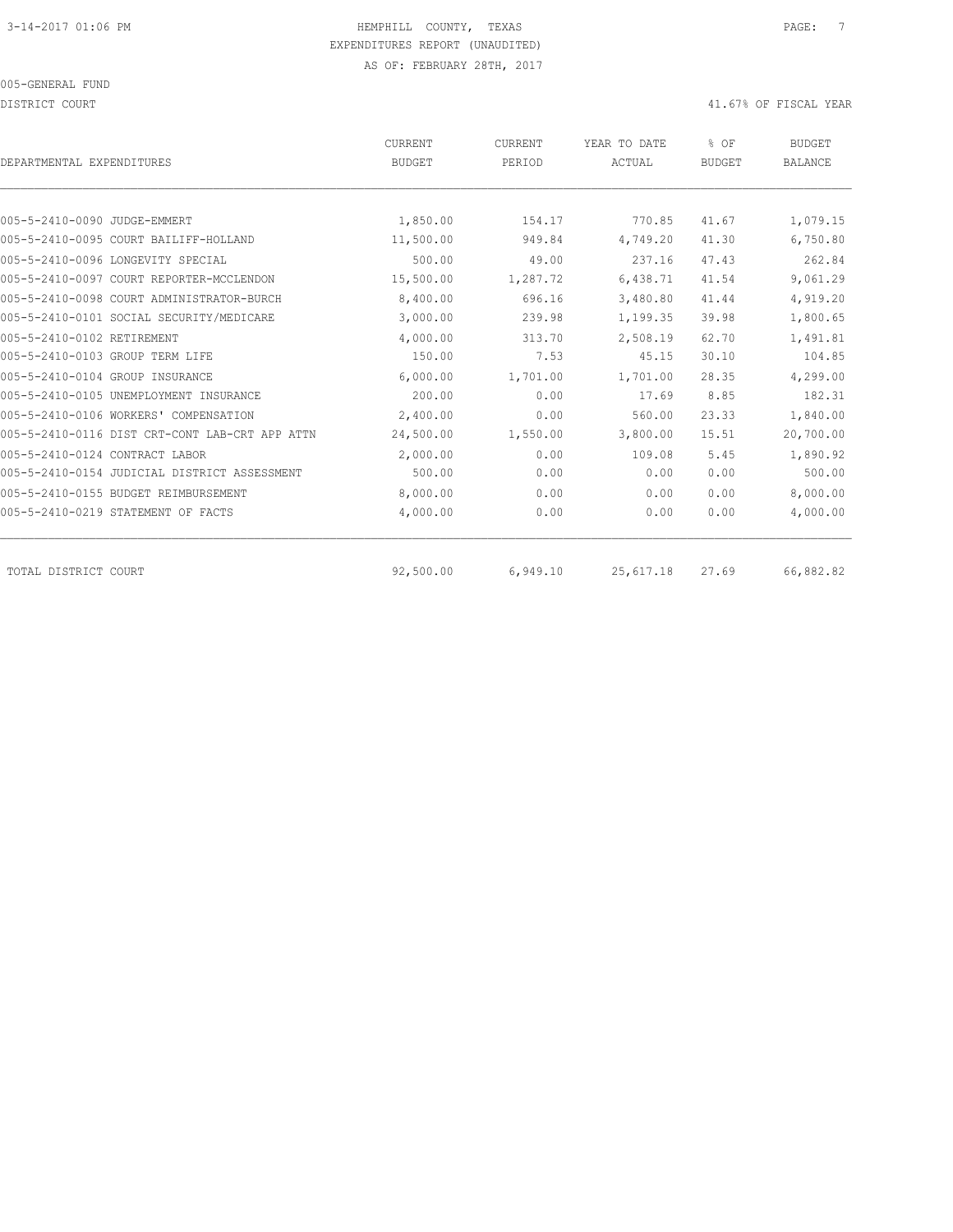3-14-2017 01:06 PM HEMPHILL COUNTY, TEXAS

EXPENDITURES REPORT (UNAUDITED)

AS OF: FEBRUARY 28TH, 2017

005-GENERAL FUND

DISTRICT COURT 41.67% OF FISCAL YEAR

| DEPARTMENTAL EXPENDITURES | CURRENT BUDGET | CURRENT PERIOD | YEAR TO DATE ACTUAL | % OF BUDGET | BUDGET BALANCE |
|---|---|---|---|---|---|
| 005-5-2410-0090 JUDGE-EMMERT | 1,850.00 | 154.17 | 770.85 | 41.67 | 1,079.15 |
| 005-5-2410-0095 COURT BAILIFF-HOLLAND | 11,500.00 | 949.84 | 4,749.20 | 41.30 | 6,750.80 |
| 005-5-2410-0096 LONGEVITY SPECIAL | 500.00 | 49.00 | 237.16 | 47.43 | 262.84 |
| 005-5-2410-0097 COURT REPORTER-MCCLENDON | 15,500.00 | 1,287.72 | 6,438.71 | 41.54 | 9,061.29 |
| 005-5-2410-0098 COURT ADMINISTRATOR-BURCH | 8,400.00 | 696.16 | 3,480.80 | 41.44 | 4,919.20 |
| 005-5-2410-0101 SOCIAL SECURITY/MEDICARE | 3,000.00 | 239.98 | 1,199.35 | 39.98 | 1,800.65 |
| 005-5-2410-0102 RETIREMENT | 4,000.00 | 313.70 | 2,508.19 | 62.70 | 1,491.81 |
| 005-5-2410-0103 GROUP TERM LIFE | 150.00 | 7.53 | 45.15 | 30.10 | 104.85 |
| 005-5-2410-0104 GROUP INSURANCE | 6,000.00 | 1,701.00 | 1,701.00 | 28.35 | 4,299.00 |
| 005-5-2410-0105 UNEMPLOYMENT INSURANCE | 200.00 | 0.00 | 17.69 | 8.85 | 182.31 |
| 005-5-2410-0106 WORKERS' COMPENSATION | 2,400.00 | 0.00 | 560.00 | 23.33 | 1,840.00 |
| 005-5-2410-0116 DIST CRT-CONT LAB-CRT APP ATTN | 24,500.00 | 1,550.00 | 3,800.00 | 15.51 | 20,700.00 |
| 005-5-2410-0124 CONTRACT LABOR | 2,000.00 | 0.00 | 109.08 | 5.45 | 1,890.92 |
| 005-5-2410-0154 JUDICIAL DISTRICT ASSESSMENT | 500.00 | 0.00 | 0.00 | 0.00 | 500.00 |
| 005-5-2410-0155 BUDGET REIMBURSEMENT | 8,000.00 | 0.00 | 0.00 | 0.00 | 8,000.00 |
| 005-5-2410-0219 STATEMENT OF FACTS | 4,000.00 | 0.00 | 0.00 | 0.00 | 4,000.00 |
| TOTAL DISTRICT COURT | 92,500.00 | 6,949.10 | 25,617.18 | 27.69 | 66,882.82 |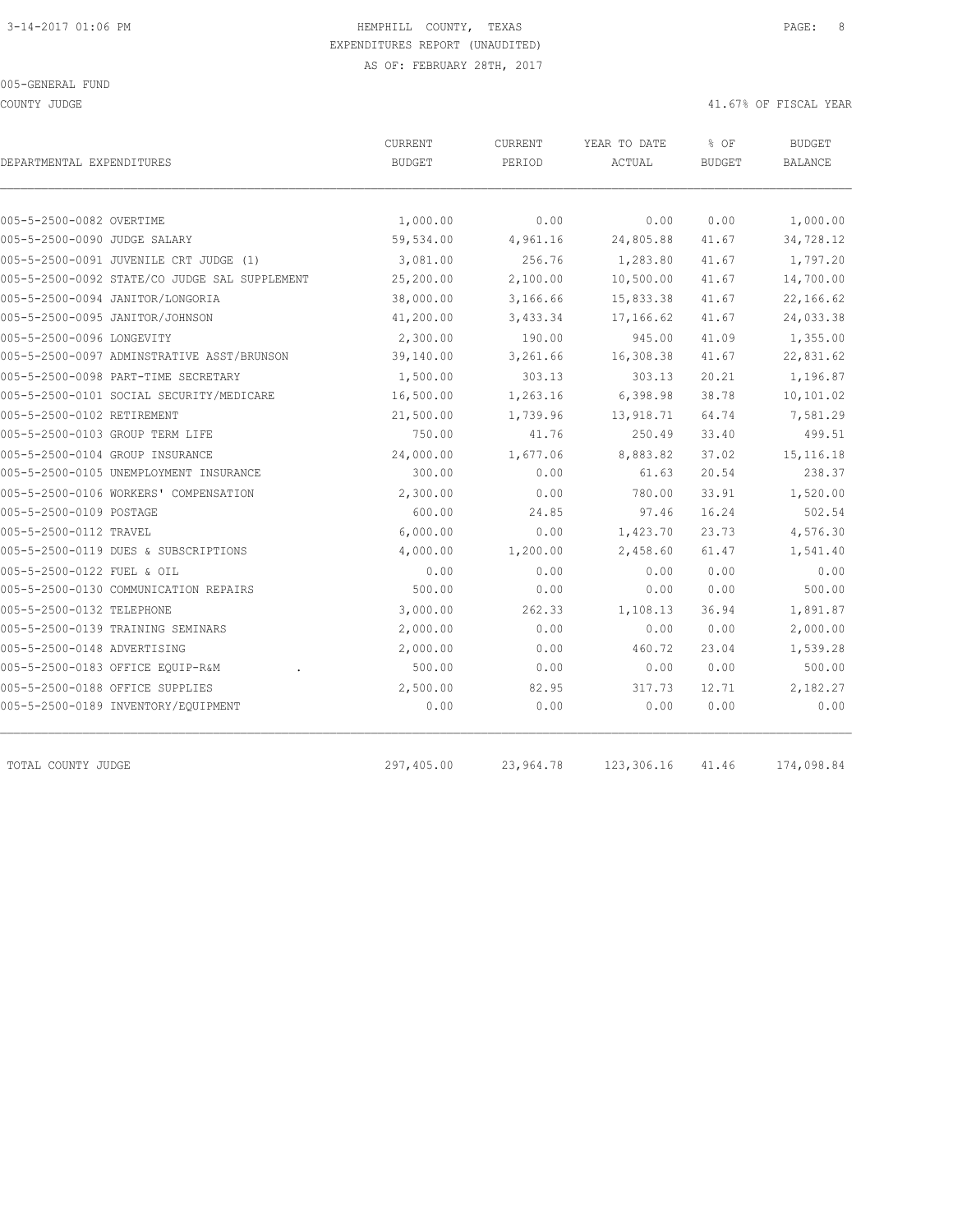HEMPHILL COUNTY, TEXAS
EXPENDITURES REPORT (UNAUDITED)
AS OF: FEBRUARY 28TH, 2017

005-GENERAL FUND

COUNTY JUDGE

41.67% OF FISCAL YEAR

| DEPARTMENTAL EXPENDITURES | CURRENT BUDGET | CURRENT PERIOD | YEAR TO DATE ACTUAL | % OF BUDGET | BUDGET BALANCE |
|---|---|---|---|---|---|
| 005-5-2500-0082 OVERTIME | 1,000.00 | 0.00 | 0.00 | 0.00 | 1,000.00 |
| 005-5-2500-0090 JUDGE SALARY | 59,534.00 | 4,961.16 | 24,805.88 | 41.67 | 34,728.12 |
| 005-5-2500-0091 JUVENILE CRT JUDGE (1) | 3,081.00 | 256.76 | 1,283.80 | 41.67 | 1,797.20 |
| 005-5-2500-0092 STATE/CO JUDGE SAL SUPPLEMENT | 25,200.00 | 2,100.00 | 10,500.00 | 41.67 | 14,700.00 |
| 005-5-2500-0094 JANITOR/LONGORIA | 38,000.00 | 3,166.66 | 15,833.38 | 41.67 | 22,166.62 |
| 005-5-2500-0095 JANITOR/JOHNSON | 41,200.00 | 3,433.34 | 17,166.62 | 41.67 | 24,033.38 |
| 005-5-2500-0096 LONGEVITY | 2,300.00 | 190.00 | 945.00 | 41.09 | 1,355.00 |
| 005-5-2500-0097 ADMINSTRATIVE ASST/BRUNSON | 39,140.00 | 3,261.66 | 16,308.38 | 41.67 | 22,831.62 |
| 005-5-2500-0098 PART-TIME SECRETARY | 1,500.00 | 303.13 | 303.13 | 20.21 | 1,196.87 |
| 005-5-2500-0101 SOCIAL SECURITY/MEDICARE | 16,500.00 | 1,263.16 | 6,398.98 | 38.78 | 10,101.02 |
| 005-5-2500-0102 RETIREMENT | 21,500.00 | 1,739.96 | 13,918.71 | 64.74 | 7,581.29 |
| 005-5-2500-0103 GROUP TERM LIFE | 750.00 | 41.76 | 250.49 | 33.40 | 499.51 |
| 005-5-2500-0104 GROUP INSURANCE | 24,000.00 | 1,677.06 | 8,883.82 | 37.02 | 15,116.18 |
| 005-5-2500-0105 UNEMPLOYMENT INSURANCE | 300.00 | 0.00 | 61.63 | 20.54 | 238.37 |
| 005-5-2500-0106 WORKERS' COMPENSATION | 2,300.00 | 0.00 | 780.00 | 33.91 | 1,520.00 |
| 005-5-2500-0109 POSTAGE | 600.00 | 24.85 | 97.46 | 16.24 | 502.54 |
| 005-5-2500-0112 TRAVEL | 6,000.00 | 0.00 | 1,423.70 | 23.73 | 4,576.30 |
| 005-5-2500-0119 DUES & SUBSCRIPTIONS | 4,000.00 | 1,200.00 | 2,458.60 | 61.47 | 1,541.40 |
| 005-5-2500-0122 FUEL & OIL | 0.00 | 0.00 | 0.00 | 0.00 | 0.00 |
| 005-5-2500-0130 COMMUNICATION REPAIRS | 500.00 | 0.00 | 0.00 | 0.00 | 500.00 |
| 005-5-2500-0132 TELEPHONE | 3,000.00 | 262.33 | 1,108.13 | 36.94 | 1,891.87 |
| 005-5-2500-0139 TRAINING SEMINARS | 2,000.00 | 0.00 | 0.00 | 0.00 | 2,000.00 |
| 005-5-2500-0148 ADVERTISING | 2,000.00 | 0.00 | 460.72 | 23.04 | 1,539.28 |
| 005-5-2500-0183 OFFICE EQUIP-R&M . | 500.00 | 0.00 | 0.00 | 0.00 | 500.00 |
| 005-5-2500-0188 OFFICE SUPPLIES | 2,500.00 | 82.95 | 317.73 | 12.71 | 2,182.27 |
| 005-5-2500-0189 INVENTORY/EQUIPMENT | 0.00 | 0.00 | 0.00 | 0.00 | 0.00 |
| TOTAL COUNTY JUDGE | 297,405.00 | 23,964.78 | 123,306.16 | 41.46 | 174,098.84 |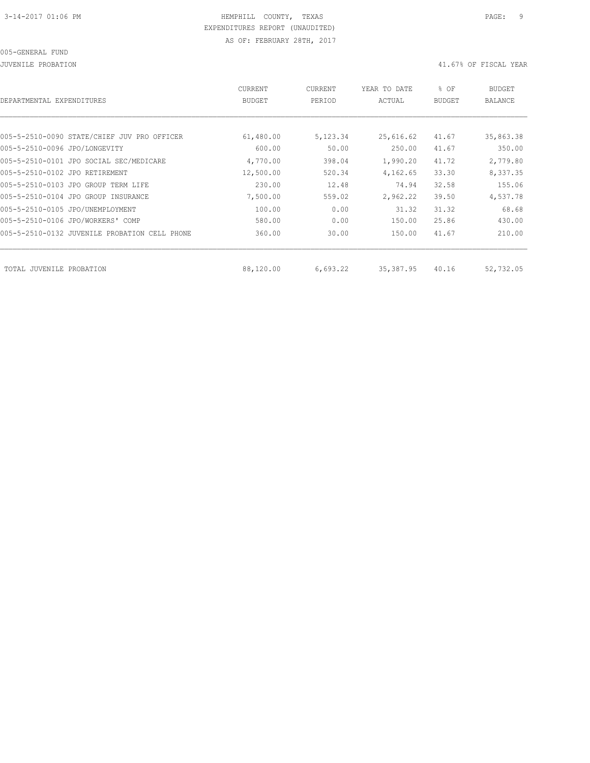HEMPHILL COUNTY, TEXAS
EXPENDITURES REPORT (UNAUDITED)
AS OF: FEBRUARY 28TH, 2017

005-GENERAL FUND

JUVENILE PROBATION

41.67% OF FISCAL YEAR

| DEPARTMENTAL EXPENDITURES | CURRENT BUDGET | CURRENT PERIOD | YEAR TO DATE ACTUAL | % OF BUDGET | BUDGET BALANCE |
|---|---|---|---|---|---|
| 005-5-2510-0090 STATE/CHIEF JUV PRO OFFICER | 61,480.00 | 5,123.34 | 25,616.62 | 41.67 | 35,863.38 |
| 005-5-2510-0096 JPO/LONGEVITY | 600.00 | 50.00 | 250.00 | 41.67 | 350.00 |
| 005-5-2510-0101 JPO SOCIAL SEC/MEDICARE | 4,770.00 | 398.04 | 1,990.20 | 41.72 | 2,779.80 |
| 005-5-2510-0102 JPO RETIREMENT | 12,500.00 | 520.34 | 4,162.65 | 33.30 | 8,337.35 |
| 005-5-2510-0103 JPO GROUP TERM LIFE | 230.00 | 12.48 | 74.94 | 32.58 | 155.06 |
| 005-5-2510-0104 JPO GROUP INSURANCE | 7,500.00 | 559.02 | 2,962.22 | 39.50 | 4,537.78 |
| 005-5-2510-0105 JPO/UNEMPLOYMENT | 100.00 | 0.00 | 31.32 | 31.32 | 68.68 |
| 005-5-2510-0106 JPO/WORKERS' COMP | 580.00 | 0.00 | 150.00 | 25.86 | 430.00 |
| 005-5-2510-0132 JUVENILE PROBATION CELL PHONE | 360.00 | 30.00 | 150.00 | 41.67 | 210.00 |
| TOTAL JUVENILE PROBATION | 88,120.00 | 6,693.22 | 35,387.95 | 40.16 | 52,732.05 |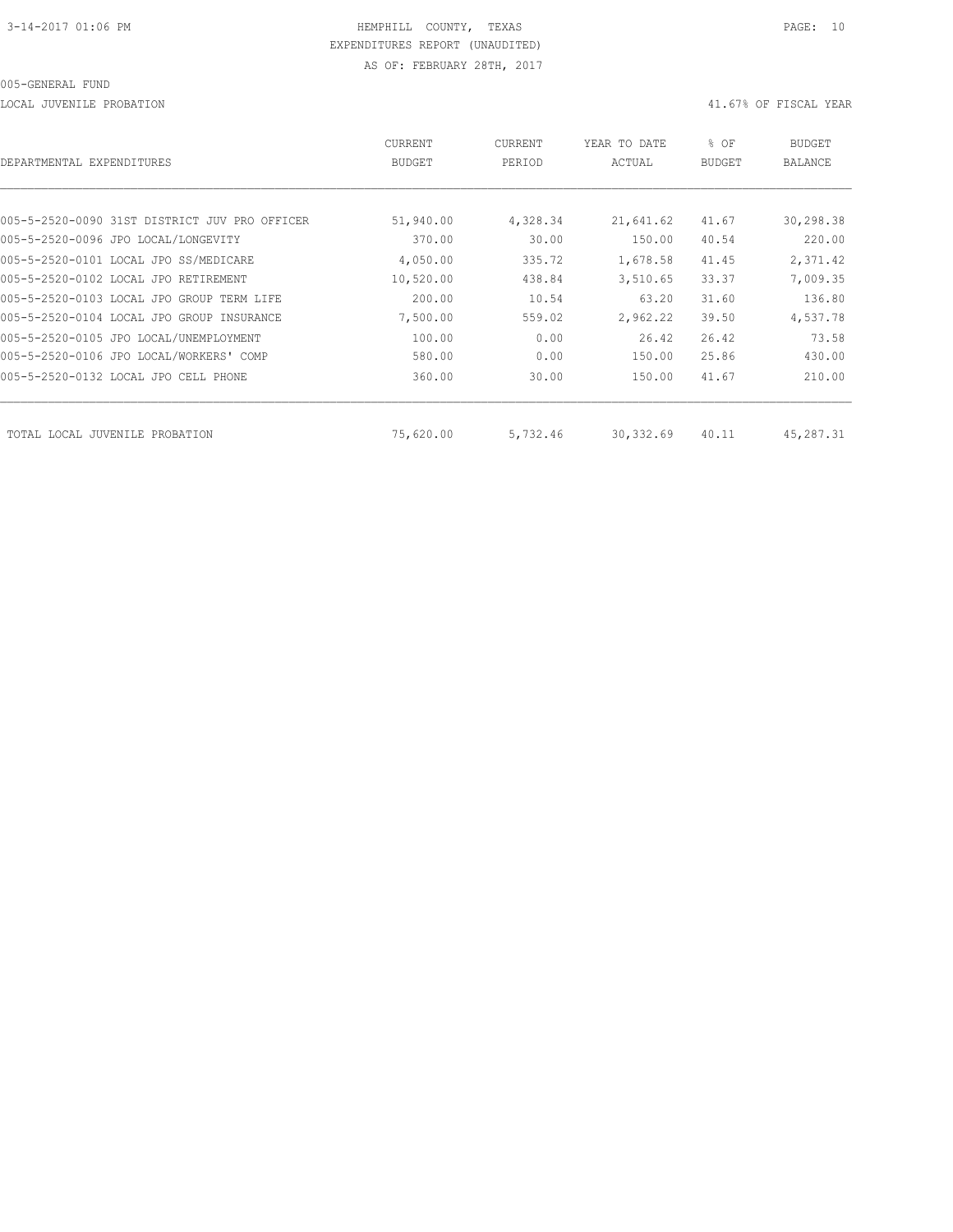HEMPHILL COUNTY, TEXAS
EXPENDITURES REPORT (UNAUDITED)
AS OF: FEBRUARY 28TH, 2017

005-GENERAL FUND

LOCAL JUVENILE PROBATION

41.67% OF FISCAL YEAR

| DEPARTMENTAL EXPENDITURES | CURRENT BUDGET | CURRENT PERIOD | YEAR TO DATE ACTUAL | % OF BUDGET | BUDGET BALANCE |
|---|---|---|---|---|---|
| 005-5-2520-0090 31ST DISTRICT JUV PRO OFFICER | 51,940.00 | 4,328.34 | 21,641.62 | 41.67 | 30,298.38 |
| 005-5-2520-0096 JPO LOCAL/LONGEVITY | 370.00 | 30.00 | 150.00 | 40.54 | 220.00 |
| 005-5-2520-0101 LOCAL JPO SS/MEDICARE | 4,050.00 | 335.72 | 1,678.58 | 41.45 | 2,371.42 |
| 005-5-2520-0102 LOCAL JPO RETIREMENT | 10,520.00 | 438.84 | 3,510.65 | 33.37 | 7,009.35 |
| 005-5-2520-0103 LOCAL JPO GROUP TERM LIFE | 200.00 | 10.54 | 63.20 | 31.60 | 136.80 |
| 005-5-2520-0104 LOCAL JPO GROUP INSURANCE | 7,500.00 | 559.02 | 2,962.22 | 39.50 | 4,537.78 |
| 005-5-2520-0105 JPO LOCAL/UNEMPLOYMENT | 100.00 | 0.00 | 26.42 | 26.42 | 73.58 |
| 005-5-2520-0106 JPO LOCAL/WORKERS' COMP | 580.00 | 0.00 | 150.00 | 25.86 | 430.00 |
| 005-5-2520-0132 LOCAL JPO CELL PHONE | 360.00 | 30.00 | 150.00 | 41.67 | 210.00 |
| TOTAL LOCAL JUVENILE PROBATION | 75,620.00 | 5,732.46 | 30,332.69 | 40.11 | 45,287.31 |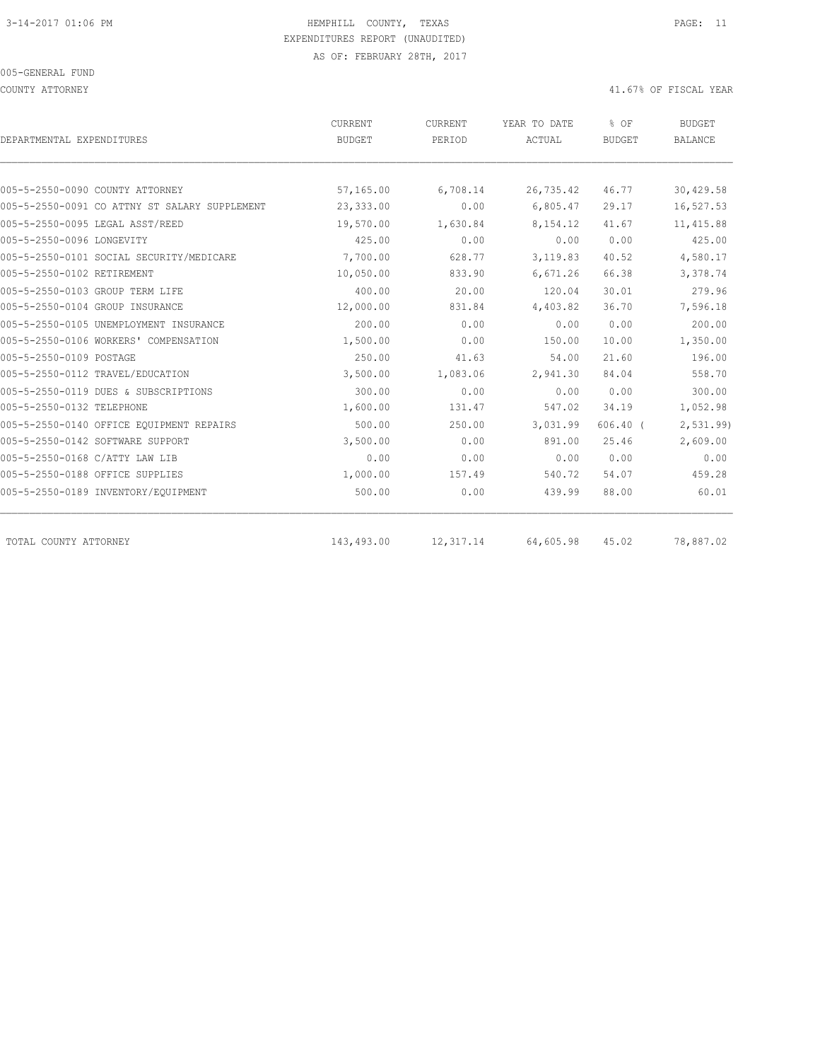HEMPHILL COUNTY, TEXAS
EXPENDITURES REPORT (UNAUDITED)
AS OF: FEBRUARY 28TH, 2017

005-GENERAL FUND

COUNTY ATTORNEY

41.67% OF FISCAL YEAR

| DEPARTMENTAL EXPENDITURES | CURRENT BUDGET | CURRENT PERIOD | YEAR TO DATE ACTUAL | % OF BUDGET | BUDGET BALANCE |
|---|---|---|---|---|---|
| 005-5-2550-0090 COUNTY ATTORNEY | 57,165.00 | 6,708.14 | 26,735.42 | 46.77 | 30,429.58 |
| 005-5-2550-0091 CO ATTNY ST SALARY SUPPLEMENT | 23,333.00 | 0.00 | 6,805.47 | 29.17 | 16,527.53 |
| 005-5-2550-0095 LEGAL ASST/REED | 19,570.00 | 1,630.84 | 8,154.12 | 41.67 | 11,415.88 |
| 005-5-2550-0096 LONGEVITY | 425.00 | 0.00 | 0.00 | 0.00 | 425.00 |
| 005-5-2550-0101 SOCIAL SECURITY/MEDICARE | 7,700.00 | 628.77 | 3,119.83 | 40.52 | 4,580.17 |
| 005-5-2550-0102 RETIREMENT | 10,050.00 | 833.90 | 6,671.26 | 66.38 | 3,378.74 |
| 005-5-2550-0103 GROUP TERM LIFE | 400.00 | 20.00 | 120.04 | 30.01 | 279.96 |
| 005-5-2550-0104 GROUP INSURANCE | 12,000.00 | 831.84 | 4,403.82 | 36.70 | 7,596.18 |
| 005-5-2550-0105 UNEMPLOYMENT INSURANCE | 200.00 | 0.00 | 0.00 | 0.00 | 200.00 |
| 005-5-2550-0106 WORKERS' COMPENSATION | 1,500.00 | 0.00 | 150.00 | 10.00 | 1,350.00 |
| 005-5-2550-0109 POSTAGE | 250.00 | 41.63 | 54.00 | 21.60 | 196.00 |
| 005-5-2550-0112 TRAVEL/EDUCATION | 3,500.00 | 1,083.06 | 2,941.30 | 84.04 | 558.70 |
| 005-5-2550-0119 DUES & SUBSCRIPTIONS | 300.00 | 0.00 | 0.00 | 0.00 | 300.00 |
| 005-5-2550-0132 TELEPHONE | 1,600.00 | 131.47 | 547.02 | 34.19 | 1,052.98 |
| 005-5-2550-0140 OFFICE EQUIPMENT REPAIRS | 500.00 | 250.00 | 3,031.99 | 606.40 | ( 2,531.99) |
| 005-5-2550-0142 SOFTWARE SUPPORT | 3,500.00 | 0.00 | 891.00 | 25.46 | 2,609.00 |
| 005-5-2550-0168 C/ATTY LAW LIB | 0.00 | 0.00 | 0.00 | 0.00 | 0.00 |
| 005-5-2550-0188 OFFICE SUPPLIES | 1,000.00 | 157.49 | 540.72 | 54.07 | 459.28 |
| 005-5-2550-0189 INVENTORY/EQUIPMENT | 500.00 | 0.00 | 439.99 | 88.00 | 60.01 |
| TOTAL COUNTY ATTORNEY | 143,493.00 | 12,317.14 | 64,605.98 | 45.02 | 78,887.02 |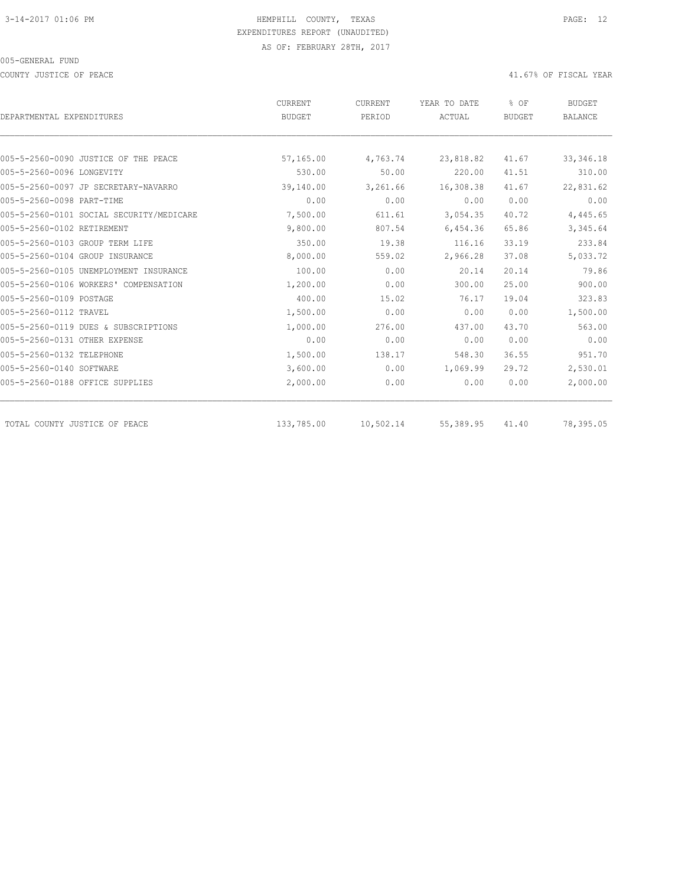HEMPHILL COUNTY, TEXAS
EXPENDITURES REPORT (UNAUDITED)
AS OF: FEBRUARY 28TH, 2017

3-14-2017 01:06 PM

005-GENERAL FUND

COUNTY JUSTICE OF PEACE

41.67% OF FISCAL YEAR

| DEPARTMENTAL EXPENDITURES | CURRENT BUDGET | CURRENT PERIOD | YEAR TO DATE ACTUAL | % OF BUDGET | BUDGET BALANCE |
|---|---|---|---|---|---|
| 005-5-2560-0090 JUSTICE OF THE PEACE | 57,165.00 | 4,763.74 | 23,818.82 | 41.67 | 33,346.18 |
| 005-5-2560-0096 LONGEVITY | 530.00 | 50.00 | 220.00 | 41.51 | 310.00 |
| 005-5-2560-0097 JP SECRETARY-NAVARRO | 39,140.00 | 3,261.66 | 16,308.38 | 41.67 | 22,831.62 |
| 005-5-2560-0098 PART-TIME | 0.00 | 0.00 | 0.00 | 0.00 | 0.00 |
| 005-5-2560-0101 SOCIAL SECURITY/MEDICARE | 7,500.00 | 611.61 | 3,054.35 | 40.72 | 4,445.65 |
| 005-5-2560-0102 RETIREMENT | 9,800.00 | 807.54 | 6,454.36 | 65.86 | 3,345.64 |
| 005-5-2560-0103 GROUP TERM LIFE | 350.00 | 19.38 | 116.16 | 33.19 | 233.84 |
| 005-5-2560-0104 GROUP INSURANCE | 8,000.00 | 559.02 | 2,966.28 | 37.08 | 5,033.72 |
| 005-5-2560-0105 UNEMPLOYMENT INSURANCE | 100.00 | 0.00 | 20.14 | 20.14 | 79.86 |
| 005-5-2560-0106 WORKERS' COMPENSATION | 1,200.00 | 0.00 | 300.00 | 25.00 | 900.00 |
| 005-5-2560-0109 POSTAGE | 400.00 | 15.02 | 76.17 | 19.04 | 323.83 |
| 005-5-2560-0112 TRAVEL | 1,500.00 | 0.00 | 0.00 | 0.00 | 1,500.00 |
| 005-5-2560-0119 DUES & SUBSCRIPTIONS | 1,000.00 | 276.00 | 437.00 | 43.70 | 563.00 |
| 005-5-2560-0131 OTHER EXPENSE | 0.00 | 0.00 | 0.00 | 0.00 | 0.00 |
| 005-5-2560-0132 TELEPHONE | 1,500.00 | 138.17 | 548.30 | 36.55 | 951.70 |
| 005-5-2560-0140 SOFTWARE | 3,600.00 | 0.00 | 1,069.99 | 29.72 | 2,530.01 |
| 005-5-2560-0188 OFFICE SUPPLIES | 2,000.00 | 0.00 | 0.00 | 0.00 | 2,000.00 |
| TOTAL COUNTY JUSTICE OF PEACE | 133,785.00 | 10,502.14 | 55,389.95 | 41.40 | 78,395.05 |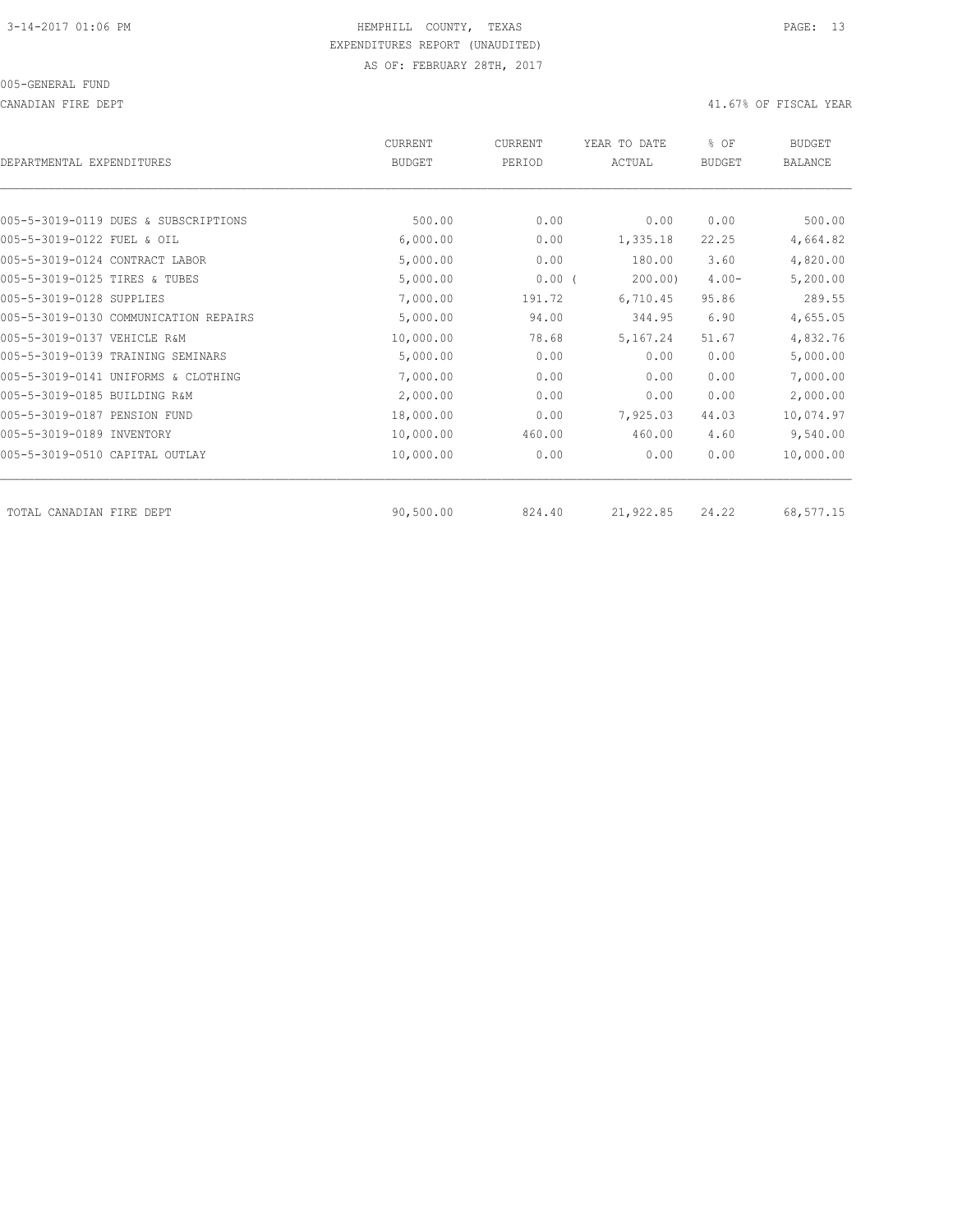3-14-2017 01:06 PM HEMPHILL COUNTY, TEXAS

EXPENDITURES REPORT (UNAUDITED)

AS OF: FEBRUARY 28TH, 2017

005-GENERAL FUND

CANADIAN FIRE DEPT 41.67% OF FISCAL YEAR

| DEPARTMENTAL EXPENDITURES | CURRENT BUDGET | CURRENT PERIOD | YEAR TO DATE ACTUAL | % OF BUDGET | BUDGET BALANCE |
|---|---|---|---|---|---|
| 005-5-3019-0119 DUES & SUBSCRIPTIONS | 500.00 | 0.00 | 0.00 | 0.00 | 500.00 |
| 005-5-3019-0122 FUEL & OIL | 6,000.00 | 0.00 | 1,335.18 | 22.25 | 4,664.82 |
| 005-5-3019-0124 CONTRACT LABOR | 5,000.00 | 0.00 | 180.00 | 3.60 | 4,820.00 |
| 005-5-3019-0125 TIRES & TUBES | 5,000.00 | 0.00 | ( 200.00) | 4.00- | 5,200.00 |
| 005-5-3019-0128 SUPPLIES | 7,000.00 | 191.72 | 6,710.45 | 95.86 | 289.55 |
| 005-5-3019-0130 COMMUNICATION REPAIRS | 5,000.00 | 94.00 | 344.95 | 6.90 | 4,655.05 |
| 005-5-3019-0137 VEHICLE R&M | 10,000.00 | 78.68 | 5,167.24 | 51.67 | 4,832.76 |
| 005-5-3019-0139 TRAINING SEMINARS | 5,000.00 | 0.00 | 0.00 | 0.00 | 5,000.00 |
| 005-5-3019-0141 UNIFORMS & CLOTHING | 7,000.00 | 0.00 | 0.00 | 0.00 | 7,000.00 |
| 005-5-3019-0185 BUILDING R&M | 2,000.00 | 0.00 | 0.00 | 0.00 | 2,000.00 |
| 005-5-3019-0187 PENSION FUND | 18,000.00 | 0.00 | 7,925.03 | 44.03 | 10,074.97 |
| 005-5-3019-0189 INVENTORY | 10,000.00 | 460.00 | 460.00 | 4.60 | 9,540.00 |
| 005-5-3019-0510 CAPITAL OUTLAY | 10,000.00 | 0.00 | 0.00 | 0.00 | 10,000.00 |
| TOTAL CANADIAN FIRE DEPT | 90,500.00 | 824.40 | 21,922.85 | 24.22 | 68,577.15 |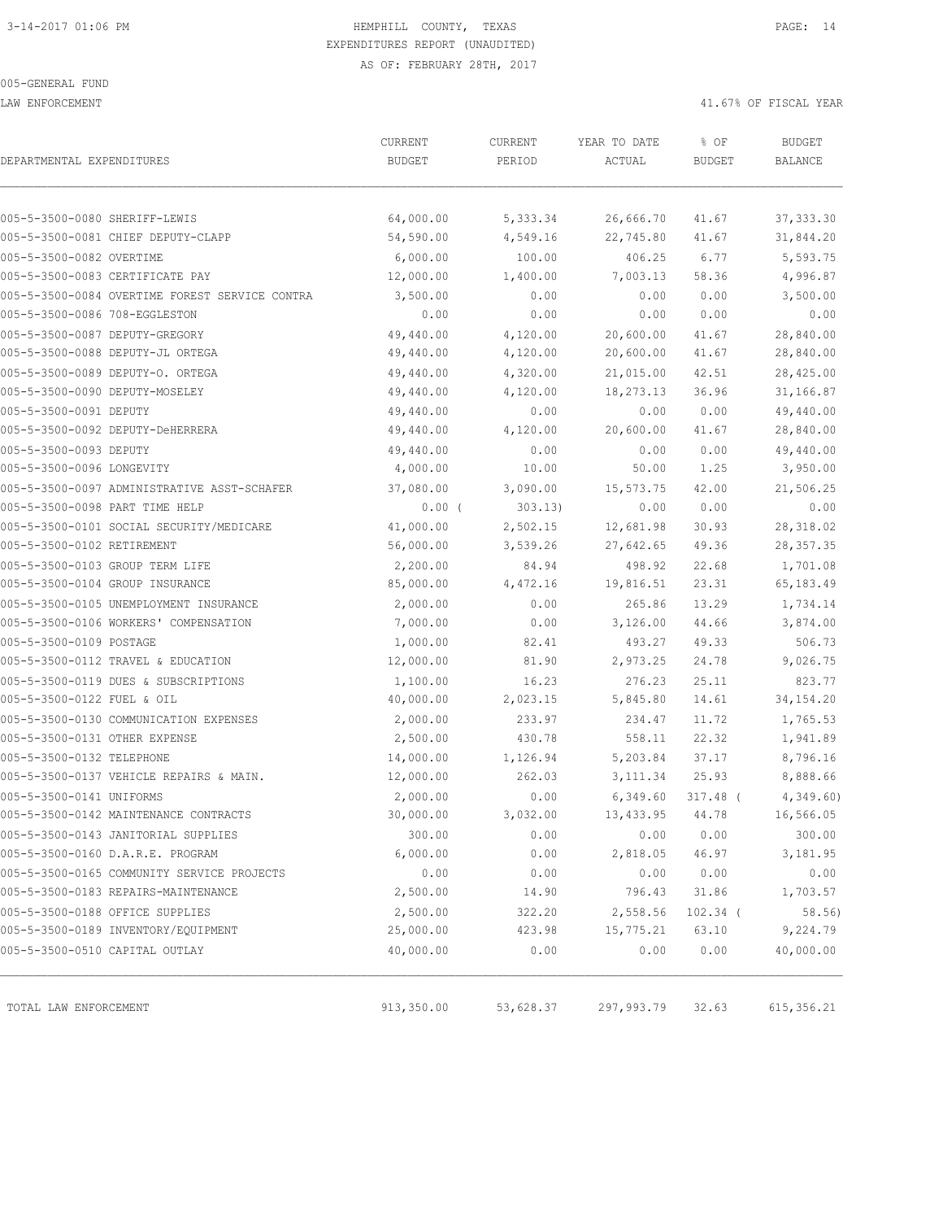HEMPHILL COUNTY, TEXAS
EXPENDITURES REPORT (UNAUDITED)
AS OF: FEBRUARY 28TH, 2017

005-GENERAL FUND

LAW ENFORCEMENT — 41.67% OF FISCAL YEAR

| DEPARTMENTAL EXPENDITURES | CURRENT BUDGET | CURRENT PERIOD | YEAR TO DATE ACTUAL | % OF BUDGET | BUDGET BALANCE |
|---|---|---|---|---|---|
| 005-5-3500-0080 SHERIFF-LEWIS | 64,000.00 | 5,333.34 | 26,666.70 | 41.67 | 37,333.30 |
| 005-5-3500-0081 CHIEF DEPUTY-CLAPP | 54,590.00 | 4,549.16 | 22,745.80 | 41.67 | 31,844.20 |
| 005-5-3500-0082 OVERTIME | 6,000.00 | 100.00 | 406.25 | 6.77 | 5,593.75 |
| 005-5-3500-0083 CERTIFICATE PAY | 12,000.00 | 1,400.00 | 7,003.13 | 58.36 | 4,996.87 |
| 005-5-3500-0084 OVERTIME FOREST SERVICE CONTRA | 3,500.00 | 0.00 | 0.00 | 0.00 | 3,500.00 |
| 005-5-3500-0086 708-EGGLESTON | 0.00 | 0.00 | 0.00 | 0.00 | 0.00 |
| 005-5-3500-0087 DEPUTY-GREGORY | 49,440.00 | 4,120.00 | 20,600.00 | 41.67 | 28,840.00 |
| 005-5-3500-0088 DEPUTY-JL ORTEGA | 49,440.00 | 4,120.00 | 20,600.00 | 41.67 | 28,840.00 |
| 005-5-3500-0089 DEPUTY-O. ORTEGA | 49,440.00 | 4,320.00 | 21,015.00 | 42.51 | 28,425.00 |
| 005-5-3500-0090 DEPUTY-MOSELEY | 49,440.00 | 4,120.00 | 18,273.13 | 36.96 | 31,166.87 |
| 005-5-3500-0091 DEPUTY | 49,440.00 | 0.00 | 0.00 | 0.00 | 49,440.00 |
| 005-5-3500-0092 DEPUTY-DeHERRERA | 49,440.00 | 4,120.00 | 20,600.00 | 41.67 | 28,840.00 |
| 005-5-3500-0093 DEPUTY | 49,440.00 | 0.00 | 0.00 | 0.00 | 49,440.00 |
| 005-5-3500-0096 LONGEVITY | 4,000.00 | 10.00 | 50.00 | 1.25 | 3,950.00 |
| 005-5-3500-0097 ADMINISTRATIVE ASST-SCHAFER | 37,080.00 | 3,090.00 | 15,573.75 | 42.00 | 21,506.25 |
| 005-5-3500-0098 PART TIME HELP | 0.00 | ( 303.13) | 0.00 | 0.00 | 0.00 |
| 005-5-3500-0101 SOCIAL SECURITY/MEDICARE | 41,000.00 | 2,502.15 | 12,681.98 | 30.93 | 28,318.02 |
| 005-5-3500-0102 RETIREMENT | 56,000.00 | 3,539.26 | 27,642.65 | 49.36 | 28,357.35 |
| 005-5-3500-0103 GROUP TERM LIFE | 2,200.00 | 84.94 | 498.92 | 22.68 | 1,701.08 |
| 005-5-3500-0104 GROUP INSURANCE | 85,000.00 | 4,472.16 | 19,816.51 | 23.31 | 65,183.49 |
| 005-5-3500-0105 UNEMPLOYMENT INSURANCE | 2,000.00 | 0.00 | 265.86 | 13.29 | 1,734.14 |
| 005-5-3500-0106 WORKERS' COMPENSATION | 7,000.00 | 0.00 | 3,126.00 | 44.66 | 3,874.00 |
| 005-5-3500-0109 POSTAGE | 1,000.00 | 82.41 | 493.27 | 49.33 | 506.73 |
| 005-5-3500-0112 TRAVEL & EDUCATION | 12,000.00 | 81.90 | 2,973.25 | 24.78 | 9,026.75 |
| 005-5-3500-0119 DUES & SUBSCRIPTIONS | 1,100.00 | 16.23 | 276.23 | 25.11 | 823.77 |
| 005-5-3500-0122 FUEL & OIL | 40,000.00 | 2,023.15 | 5,845.80 | 14.61 | 34,154.20 |
| 005-5-3500-0130 COMMUNICATION EXPENSES | 2,000.00 | 233.97 | 234.47 | 11.72 | 1,765.53 |
| 005-5-3500-0131 OTHER EXPENSE | 2,500.00 | 430.78 | 558.11 | 22.32 | 1,941.89 |
| 005-5-3500-0132 TELEPHONE | 14,000.00 | 1,126.94 | 5,203.84 | 37.17 | 8,796.16 |
| 005-5-3500-0137 VEHICLE REPAIRS & MAIN. | 12,000.00 | 262.03 | 3,111.34 | 25.93 | 8,888.66 |
| 005-5-3500-0141 UNIFORMS | 2,000.00 | 0.00 | 6,349.60 | 317.48 | ( 4,349.60) |
| 005-5-3500-0142 MAINTENANCE CONTRACTS | 30,000.00 | 3,032.00 | 13,433.95 | 44.78 | 16,566.05 |
| 005-5-3500-0143 JANITORIAL SUPPLIES | 300.00 | 0.00 | 0.00 | 0.00 | 300.00 |
| 005-5-3500-0160 D.A.R.E. PROGRAM | 6,000.00 | 0.00 | 2,818.05 | 46.97 | 3,181.95 |
| 005-5-3500-0165 COMMUNITY SERVICE PROJECTS | 0.00 | 0.00 | 0.00 | 0.00 | 0.00 |
| 005-5-3500-0183 REPAIRS-MAINTENANCE | 2,500.00 | 14.90 | 796.43 | 31.86 | 1,703.57 |
| 005-5-3500-0188 OFFICE SUPPLIES | 2,500.00 | 322.20 | 2,558.56 | 102.34 | ( 58.56) |
| 005-5-3500-0189 INVENTORY/EQUIPMENT | 25,000.00 | 423.98 | 15,775.21 | 63.10 | 9,224.79 |
| 005-5-3500-0510 CAPITAL OUTLAY | 40,000.00 | 0.00 | 0.00 | 0.00 | 40,000.00 |
| TOTAL LAW ENFORCEMENT | 913,350.00 | 53,628.37 | 297,993.79 | 32.63 | 615,356.21 |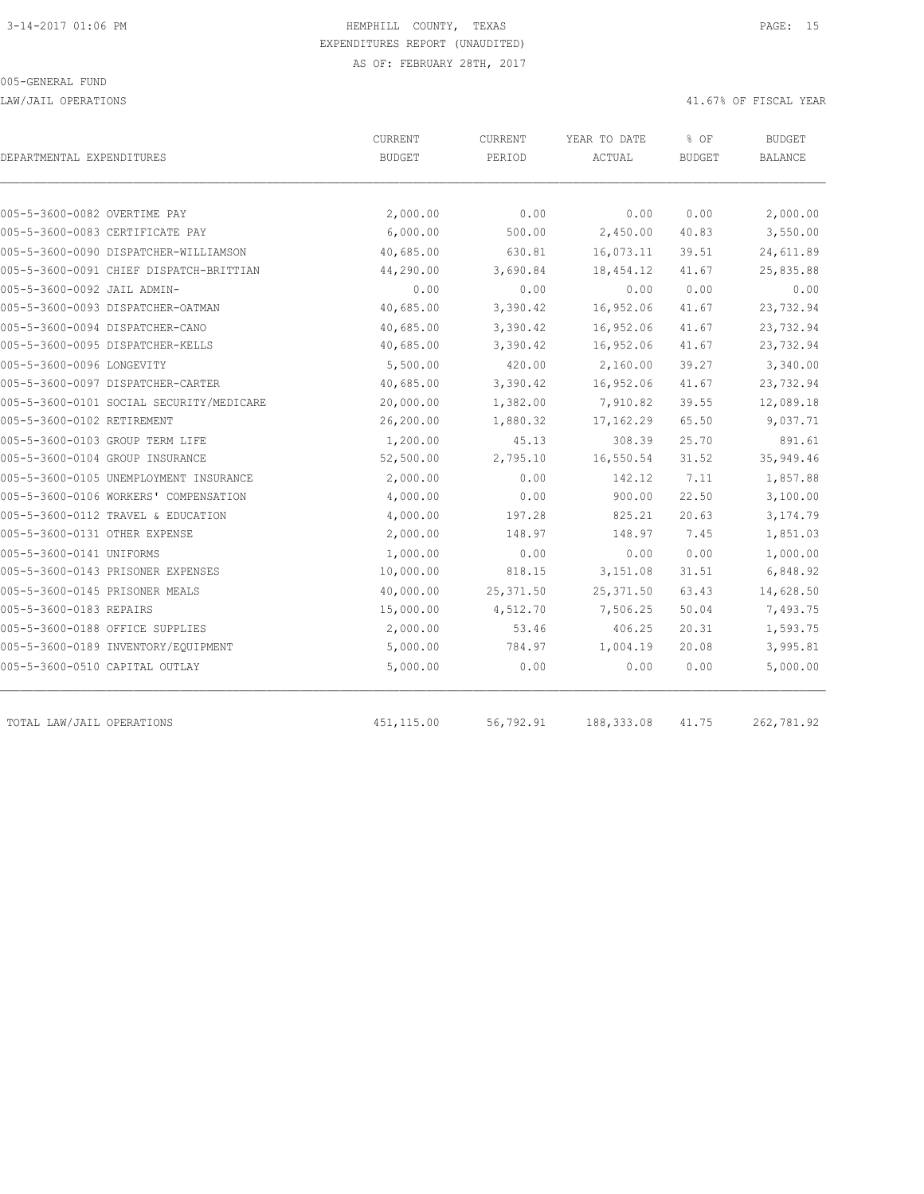HEMPHILL COUNTY, TEXAS
EXPENDITURES REPORT (UNAUDITED)
AS OF: FEBRUARY 28TH, 2017

005-GENERAL FUND

LAW/JAIL OPERATIONS

41.67% OF FISCAL YEAR

| DEPARTMENTAL EXPENDITURES | CURRENT BUDGET | CURRENT PERIOD | YEAR TO DATE ACTUAL | % OF BUDGET | BUDGET BALANCE |
|---|---|---|---|---|---|
| 005-5-3600-0082 OVERTIME PAY | 2,000.00 | 0.00 | 0.00 | 0.00 | 2,000.00 |
| 005-5-3600-0083 CERTIFICATE PAY | 6,000.00 | 500.00 | 2,450.00 | 40.83 | 3,550.00 |
| 005-5-3600-0090 DISPATCHER-WILLIAMSON | 40,685.00 | 630.81 | 16,073.11 | 39.51 | 24,611.89 |
| 005-5-3600-0091 CHIEF DISPATCH-BRITTIAN | 44,290.00 | 3,690.84 | 18,454.12 | 41.67 | 25,835.88 |
| 005-5-3600-0092 JAIL ADMIN- | 0.00 | 0.00 | 0.00 | 0.00 | 0.00 |
| 005-5-3600-0093 DISPATCHER-OATMAN | 40,685.00 | 3,390.42 | 16,952.06 | 41.67 | 23,732.94 |
| 005-5-3600-0094 DISPATCHER-CANO | 40,685.00 | 3,390.42 | 16,952.06 | 41.67 | 23,732.94 |
| 005-5-3600-0095 DISPATCHER-KELLS | 40,685.00 | 3,390.42 | 16,952.06 | 41.67 | 23,732.94 |
| 005-5-3600-0096 LONGEVITY | 5,500.00 | 420.00 | 2,160.00 | 39.27 | 3,340.00 |
| 005-5-3600-0097 DISPATCHER-CARTER | 40,685.00 | 3,390.42 | 16,952.06 | 41.67 | 23,732.94 |
| 005-5-3600-0101 SOCIAL SECURITY/MEDICARE | 20,000.00 | 1,382.00 | 7,910.82 | 39.55 | 12,089.18 |
| 005-5-3600-0102 RETIREMENT | 26,200.00 | 1,880.32 | 17,162.29 | 65.50 | 9,037.71 |
| 005-5-3600-0103 GROUP TERM LIFE | 1,200.00 | 45.13 | 308.39 | 25.70 | 891.61 |
| 005-5-3600-0104 GROUP INSURANCE | 52,500.00 | 2,795.10 | 16,550.54 | 31.52 | 35,949.46 |
| 005-5-3600-0105 UNEMPLOYMENT INSURANCE | 2,000.00 | 0.00 | 142.12 | 7.11 | 1,857.88 |
| 005-5-3600-0106 WORKERS' COMPENSATION | 4,000.00 | 0.00 | 900.00 | 22.50 | 3,100.00 |
| 005-5-3600-0112 TRAVEL & EDUCATION | 4,000.00 | 197.28 | 825.21 | 20.63 | 3,174.79 |
| 005-5-3600-0131 OTHER EXPENSE | 2,000.00 | 148.97 | 148.97 | 7.45 | 1,851.03 |
| 005-5-3600-0141 UNIFORMS | 1,000.00 | 0.00 | 0.00 | 0.00 | 1,000.00 |
| 005-5-3600-0143 PRISONER EXPENSES | 10,000.00 | 818.15 | 3,151.08 | 31.51 | 6,848.92 |
| 005-5-3600-0145 PRISONER MEALS | 40,000.00 | 25,371.50 | 25,371.50 | 63.43 | 14,628.50 |
| 005-5-3600-0183 REPAIRS | 15,000.00 | 4,512.70 | 7,506.25 | 50.04 | 7,493.75 |
| 005-5-3600-0188 OFFICE SUPPLIES | 2,000.00 | 53.46 | 406.25 | 20.31 | 1,593.75 |
| 005-5-3600-0189 INVENTORY/EQUIPMENT | 5,000.00 | 784.97 | 1,004.19 | 20.08 | 3,995.81 |
| 005-5-3600-0510 CAPITAL OUTLAY | 5,000.00 | 0.00 | 0.00 | 0.00 | 5,000.00 |
| TOTAL LAW/JAIL OPERATIONS | 451,115.00 | 56,792.91 | 188,333.08 | 41.75 | 262,781.92 |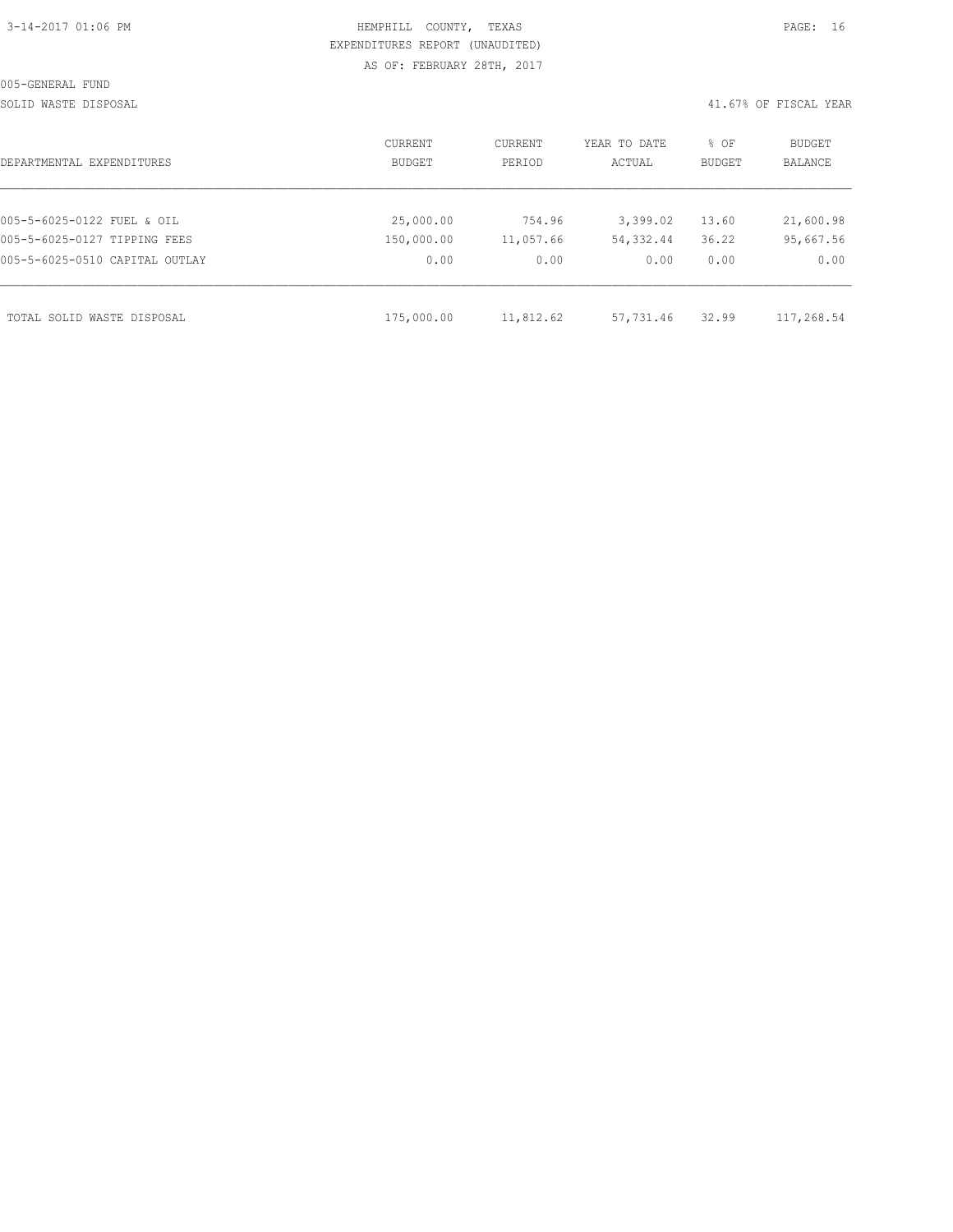HEMPHILL COUNTY, TEXAS
EXPENDITURES REPORT (UNAUDITED)
AS OF: FEBRUARY 28TH, 2017

005-GENERAL FUND

SOLID WASTE DISPOSAL

41.67% OF FISCAL YEAR

| DEPARTMENTAL EXPENDITURES | CURRENT BUDGET | CURRENT PERIOD | YEAR TO DATE ACTUAL | % OF BUDGET | BUDGET BALANCE |
|---|---|---|---|---|---|
| 005-5-6025-0122 FUEL & OIL | 25,000.00 | 754.96 | 3,399.02 | 13.60 | 21,600.98 |
| 005-5-6025-0127 TIPPING FEES | 150,000.00 | 11,057.66 | 54,332.44 | 36.22 | 95,667.56 |
| 005-5-6025-0510 CAPITAL OUTLAY | 0.00 | 0.00 | 0.00 | 0.00 | 0.00 |
| TOTAL SOLID WASTE DISPOSAL | 175,000.00 | 11,812.62 | 57,731.46 | 32.99 | 117,268.54 |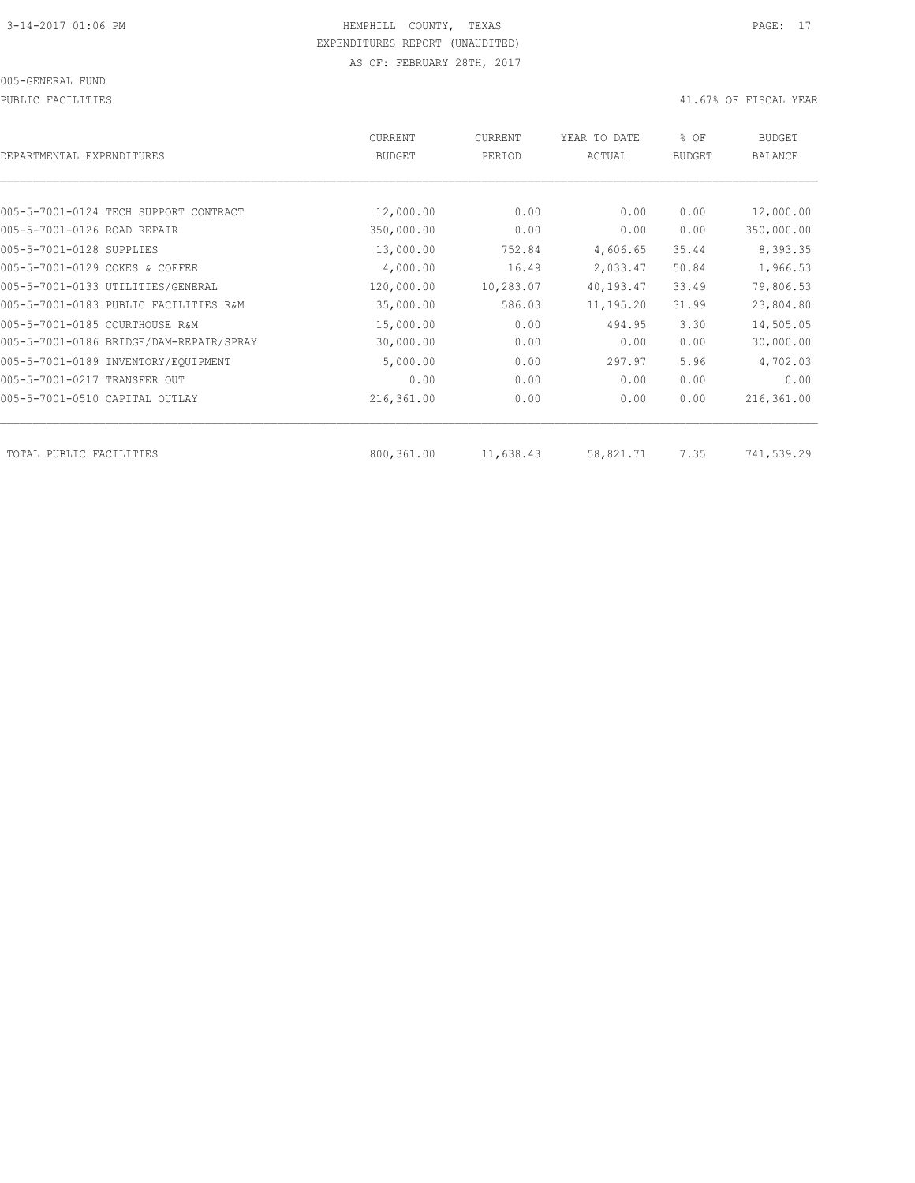3-14-2017 01:06 PM

HEMPHILL COUNTY, TEXAS
EXPENDITURES REPORT (UNAUDITED)
AS OF: FEBRUARY 28TH, 2017

005-GENERAL FUND

PUBLIC FACILITIES

41.67% OF FISCAL YEAR

| DEPARTMENTAL EXPENDITURES | CURRENT BUDGET | CURRENT PERIOD | YEAR TO DATE ACTUAL | % OF BUDGET | BUDGET BALANCE |
|---|---|---|---|---|---|
| 005-5-7001-0124 TECH SUPPORT CONTRACT | 12,000.00 | 0.00 | 0.00 | 0.00 | 12,000.00 |
| 005-5-7001-0126 ROAD REPAIR | 350,000.00 | 0.00 | 0.00 | 0.00 | 350,000.00 |
| 005-5-7001-0128 SUPPLIES | 13,000.00 | 752.84 | 4,606.65 | 35.44 | 8,393.35 |
| 005-5-7001-0129 COKES & COFFEE | 4,000.00 | 16.49 | 2,033.47 | 50.84 | 1,966.53 |
| 005-5-7001-0133 UTILITIES/GENERAL | 120,000.00 | 10,283.07 | 40,193.47 | 33.49 | 79,806.53 |
| 005-5-7001-0183 PUBLIC FACILITIES R&M | 35,000.00 | 586.03 | 11,195.20 | 31.99 | 23,804.80 |
| 005-5-7001-0185 COURTHOUSE R&M | 15,000.00 | 0.00 | 494.95 | 3.30 | 14,505.05 |
| 005-5-7001-0186 BRIDGE/DAM-REPAIR/SPRAY | 30,000.00 | 0.00 | 0.00 | 0.00 | 30,000.00 |
| 005-5-7001-0189 INVENTORY/EQUIPMENT | 5,000.00 | 0.00 | 297.97 | 5.96 | 4,702.03 |
| 005-5-7001-0217 TRANSFER OUT | 0.00 | 0.00 | 0.00 | 0.00 | 0.00 |
| 005-5-7001-0510 CAPITAL OUTLAY | 216,361.00 | 0.00 | 0.00 | 0.00 | 216,361.00 |
| TOTAL PUBLIC FACILITIES | 800,361.00 | 11,638.43 | 58,821.71 | 7.35 | 741,539.29 |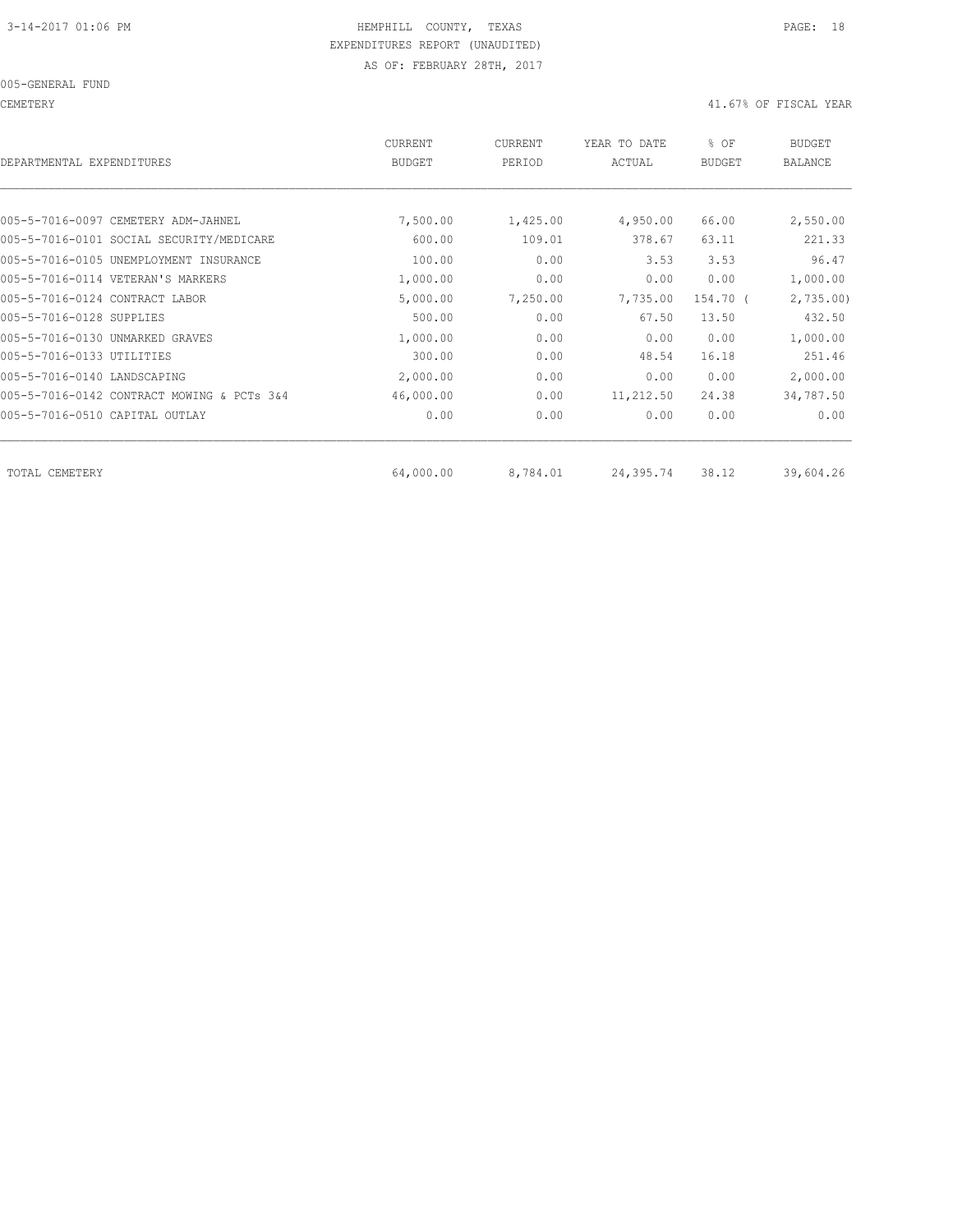3-14-2017 01:06 PM

HEMPHILL COUNTY, TEXAS

EXPENDITURES REPORT (UNAUDITED)

AS OF: FEBRUARY 28TH, 2017

005-GENERAL FUND

CEMETERY

41.67% OF FISCAL YEAR

| DEPARTMENTAL EXPENDITURES | CURRENT BUDGET | CURRENT PERIOD | YEAR TO DATE ACTUAL | % OF BUDGET | BUDGET BALANCE |
|---|---|---|---|---|---|
| 005-5-7016-0097 CEMETERY ADM-JAHNEL | 7,500.00 | 1,425.00 | 4,950.00 | 66.00 | 2,550.00 |
| 005-5-7016-0101 SOCIAL SECURITY/MEDICARE | 600.00 | 109.01 | 378.67 | 63.11 | 221.33 |
| 005-5-7016-0105 UNEMPLOYMENT INSURANCE | 100.00 | 0.00 | 3.53 | 3.53 | 96.47 |
| 005-5-7016-0114 VETERAN'S MARKERS | 1,000.00 | 0.00 | 0.00 | 0.00 | 1,000.00 |
| 005-5-7016-0124 CONTRACT LABOR | 5,000.00 | 7,250.00 | 7,735.00 | 154.70 ( | 2,735.00) |
| 005-5-7016-0128 SUPPLIES | 500.00 | 0.00 | 67.50 | 13.50 | 432.50 |
| 005-5-7016-0130 UNMARKED GRAVES | 1,000.00 | 0.00 | 0.00 | 0.00 | 1,000.00 |
| 005-5-7016-0133 UTILITIES | 300.00 | 0.00 | 48.54 | 16.18 | 251.46 |
| 005-5-7016-0140 LANDSCAPING | 2,000.00 | 0.00 | 0.00 | 0.00 | 2,000.00 |
| 005-5-7016-0142 CONTRACT MOWING & PCTs 3&4 | 46,000.00 | 0.00 | 11,212.50 | 24.38 | 34,787.50 |
| 005-5-7016-0510 CAPITAL OUTLAY | 0.00 | 0.00 | 0.00 | 0.00 | 0.00 |
| TOTAL CEMETERY | 64,000.00 | 8,784.01 | 24,395.74 | 38.12 | 39,604.26 |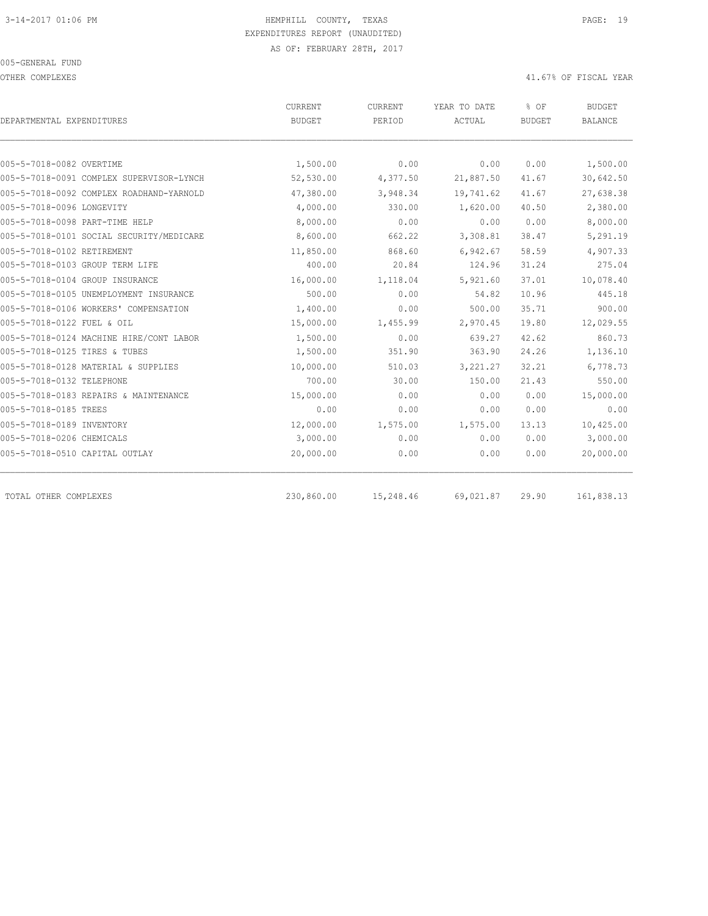HEMPHILL COUNTY, TEXAS
EXPENDITURES REPORT (UNAUDITED)
AS OF: FEBRUARY 28TH, 2017

005-GENERAL FUND

OTHER COMPLEXES — 41.67% OF FISCAL YEAR

| DEPARTMENTAL EXPENDITURES | CURRENT BUDGET | CURRENT PERIOD | YEAR TO DATE ACTUAL | % OF BUDGET | BUDGET BALANCE |
|---|---|---|---|---|---|
| 005-5-7018-0082 OVERTIME | 1,500.00 | 0.00 | 0.00 | 0.00 | 1,500.00 |
| 005-5-7018-0091 COMPLEX SUPERVISOR-LYNCH | 52,530.00 | 4,377.50 | 21,887.50 | 41.67 | 30,642.50 |
| 005-5-7018-0092 COMPLEX ROADHAND-YARNOLD | 47,380.00 | 3,948.34 | 19,741.62 | 41.67 | 27,638.38 |
| 005-5-7018-0096 LONGEVITY | 4,000.00 | 330.00 | 1,620.00 | 40.50 | 2,380.00 |
| 005-5-7018-0098 PART-TIME HELP | 8,000.00 | 0.00 | 0.00 | 0.00 | 8,000.00 |
| 005-5-7018-0101 SOCIAL SECURITY/MEDICARE | 8,600.00 | 662.22 | 3,308.81 | 38.47 | 5,291.19 |
| 005-5-7018-0102 RETIREMENT | 11,850.00 | 868.60 | 6,942.67 | 58.59 | 4,907.33 |
| 005-5-7018-0103 GROUP TERM LIFE | 400.00 | 20.84 | 124.96 | 31.24 | 275.04 |
| 005-5-7018-0104 GROUP INSURANCE | 16,000.00 | 1,118.04 | 5,921.60 | 37.01 | 10,078.40 |
| 005-5-7018-0105 UNEMPLOYMENT INSURANCE | 500.00 | 0.00 | 54.82 | 10.96 | 445.18 |
| 005-5-7018-0106 WORKERS' COMPENSATION | 1,400.00 | 0.00 | 500.00 | 35.71 | 900.00 |
| 005-5-7018-0122 FUEL & OIL | 15,000.00 | 1,455.99 | 2,970.45 | 19.80 | 12,029.55 |
| 005-5-7018-0124 MACHINE HIRE/CONT LABOR | 1,500.00 | 0.00 | 639.27 | 42.62 | 860.73 |
| 005-5-7018-0125 TIRES & TUBES | 1,500.00 | 351.90 | 363.90 | 24.26 | 1,136.10 |
| 005-5-7018-0128 MATERIAL & SUPPLIES | 10,000.00 | 510.03 | 3,221.27 | 32.21 | 6,778.73 |
| 005-5-7018-0132 TELEPHONE | 700.00 | 30.00 | 150.00 | 21.43 | 550.00 |
| 005-5-7018-0183 REPAIRS & MAINTENANCE | 15,000.00 | 0.00 | 0.00 | 0.00 | 15,000.00 |
| 005-5-7018-0185 TREES | 0.00 | 0.00 | 0.00 | 0.00 | 0.00 |
| 005-5-7018-0189 INVENTORY | 12,000.00 | 1,575.00 | 1,575.00 | 13.13 | 10,425.00 |
| 005-5-7018-0206 CHEMICALS | 3,000.00 | 0.00 | 0.00 | 0.00 | 3,000.00 |
| 005-5-7018-0510 CAPITAL OUTLAY | 20,000.00 | 0.00 | 0.00 | 0.00 | 20,000.00 |
| TOTAL OTHER COMPLEXES | 230,860.00 | 15,248.46 | 69,021.87 | 29.90 | 161,838.13 |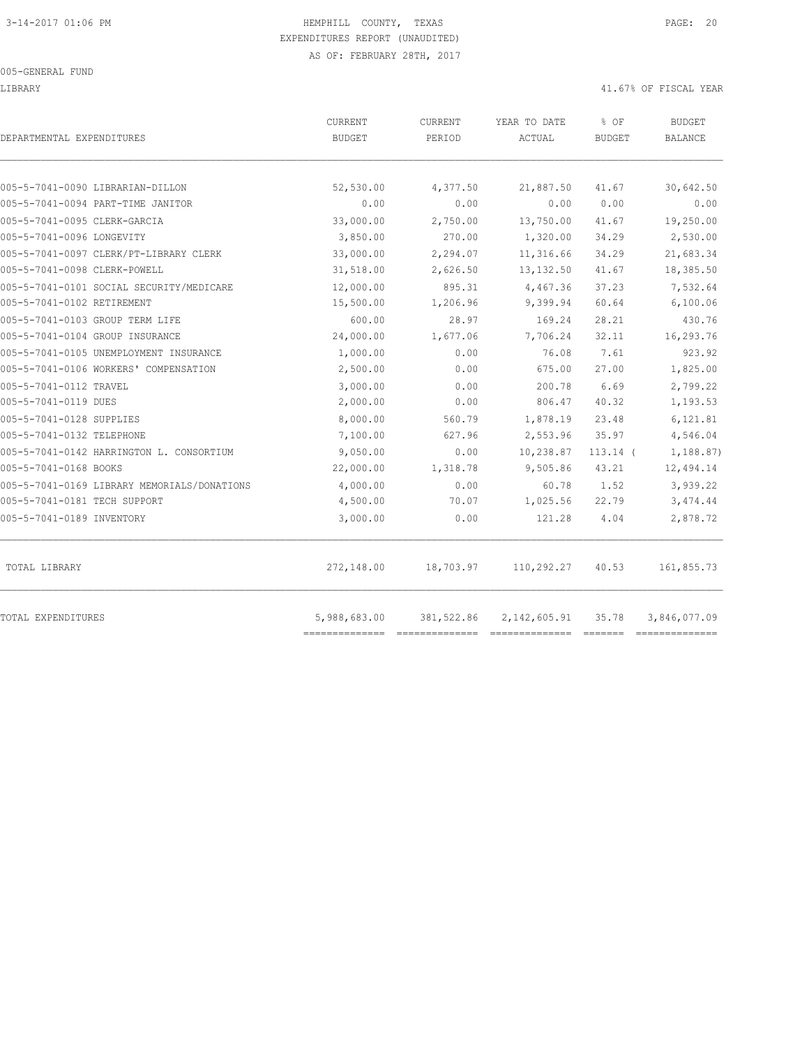3-14-2017 01:06 PM HEMPHILL COUNTY, TEXAS

EXPENDITURES REPORT (UNAUDITED)

AS OF: FEBRUARY 28TH, 2017

005-GENERAL FUND

LIBRARY 41.67% OF FISCAL YEAR

| DEPARTMENTAL EXPENDITURES | CURRENT BUDGET | CURRENT PERIOD | YEAR TO DATE ACTUAL | % OF BUDGET | BUDGET BALANCE |
|---|---|---|---|---|---|
| 005-5-7041-0090 LIBRARIAN-DILLON | 52,530.00 | 4,377.50 | 21,887.50 | 41.67 | 30,642.50 |
| 005-5-7041-0094 PART-TIME JANITOR | 0.00 | 0.00 | 0.00 | 0.00 | 0.00 |
| 005-5-7041-0095 CLERK-GARCIA | 33,000.00 | 2,750.00 | 13,750.00 | 41.67 | 19,250.00 |
| 005-5-7041-0096 LONGEVITY | 3,850.00 | 270.00 | 1,320.00 | 34.29 | 2,530.00 |
| 005-5-7041-0097 CLERK/PT-LIBRARY CLERK | 33,000.00 | 2,294.07 | 11,316.66 | 34.29 | 21,683.34 |
| 005-5-7041-0098 CLERK-POWELL | 31,518.00 | 2,626.50 | 13,132.50 | 41.67 | 18,385.50 |
| 005-5-7041-0101 SOCIAL SECURITY/MEDICARE | 12,000.00 | 895.31 | 4,467.36 | 37.23 | 7,532.64 |
| 005-5-7041-0102 RETIREMENT | 15,500.00 | 1,206.96 | 9,399.94 | 60.64 | 6,100.06 |
| 005-5-7041-0103 GROUP TERM LIFE | 600.00 | 28.97 | 169.24 | 28.21 | 430.76 |
| 005-5-7041-0104 GROUP INSURANCE | 24,000.00 | 1,677.06 | 7,706.24 | 32.11 | 16,293.76 |
| 005-5-7041-0105 UNEMPLOYMENT INSURANCE | 1,000.00 | 0.00 | 76.08 | 7.61 | 923.92 |
| 005-5-7041-0106 WORKERS' COMPENSATION | 2,500.00 | 0.00 | 675.00 | 27.00 | 1,825.00 |
| 005-5-7041-0112 TRAVEL | 3,000.00 | 0.00 | 200.78 | 6.69 | 2,799.22 |
| 005-5-7041-0119 DUES | 2,000.00 | 0.00 | 806.47 | 40.32 | 1,193.53 |
| 005-5-7041-0128 SUPPLIES | 8,000.00 | 560.79 | 1,878.19 | 23.48 | 6,121.81 |
| 005-5-7041-0132 TELEPHONE | 7,100.00 | 627.96 | 2,553.96 | 35.97 | 4,546.04 |
| 005-5-7041-0142 HARRINGTON L. CONSORTIUM | 9,050.00 | 0.00 | 10,238.87 | 113.14 ( | 1,188.87) |
| 005-5-7041-0168 BOOKS | 22,000.00 | 1,318.78 | 9,505.86 | 43.21 | 12,494.14 |
| 005-5-7041-0169 LIBRARY MEMORIALS/DONATIONS | 4,000.00 | 0.00 | 60.78 | 1.52 | 3,939.22 |
| 005-5-7041-0181 TECH SUPPORT | 4,500.00 | 70.07 | 1,025.56 | 22.79 | 3,474.44 |
| 005-5-7041-0189 INVENTORY | 3,000.00 | 0.00 | 121.28 | 4.04 | 2,878.72 |
| TOTAL LIBRARY | 272,148.00 | 18,703.97 | 110,292.27 | 40.53 | 161,855.73 |
| TOTAL EXPENDITURES | 5,988,683.00 | 381,522.86 | 2,142,605.91 | 35.78 | 3,846,077.09 |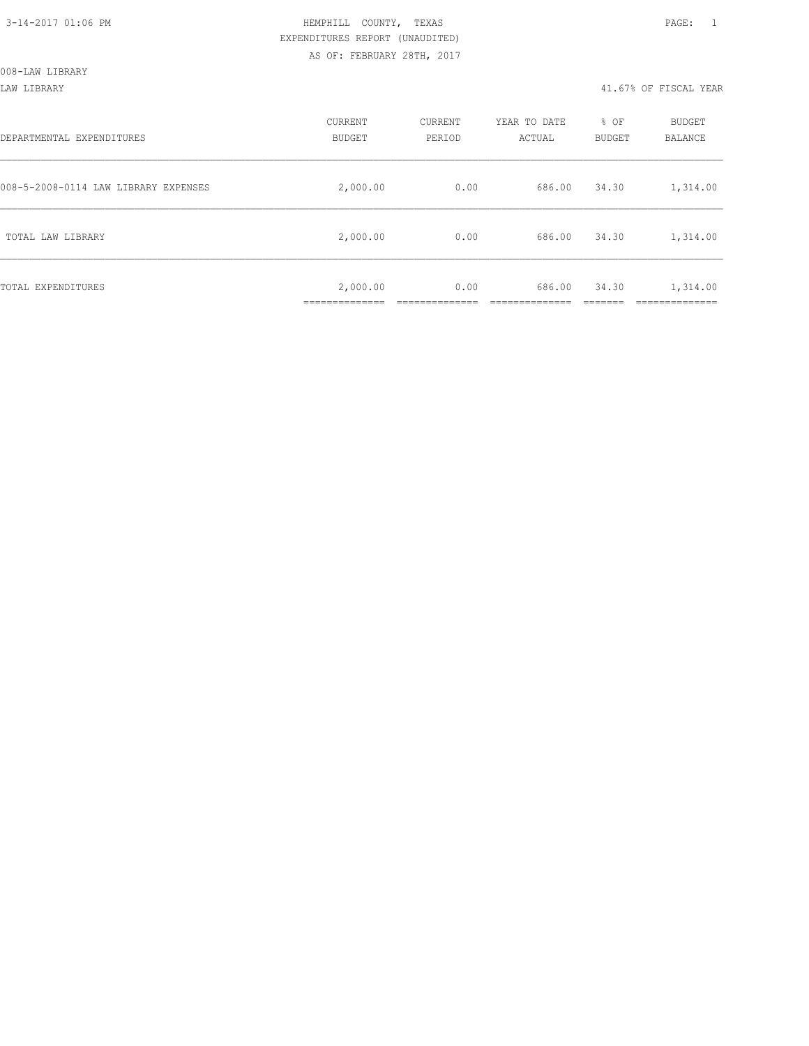3-14-2017 01:06 PM

HEMPHILL COUNTY, TEXAS
EXPENDITURES REPORT (UNAUDITED)
AS OF: FEBRUARY 28TH, 2017

008-LAW LIBRARY
LAW LIBRARY

41.67% OF FISCAL YEAR

| DEPARTMENTAL EXPENDITURES | CURRENT BUDGET | CURRENT PERIOD | YEAR TO DATE ACTUAL | % OF BUDGET | BUDGET BALANCE |
|---|---|---|---|---|---|
| 008-5-2008-0114 LAW LIBRARY EXPENSES | 2,000.00 | 0.00 | 686.00 | 34.30 | 1,314.00 |
| TOTAL LAW LIBRARY | 2,000.00 | 0.00 | 686.00 | 34.30 | 1,314.00 |
| TOTAL EXPENDITURES | 2,000.00 | 0.00 | 686.00 | 34.30 | 1,314.00 |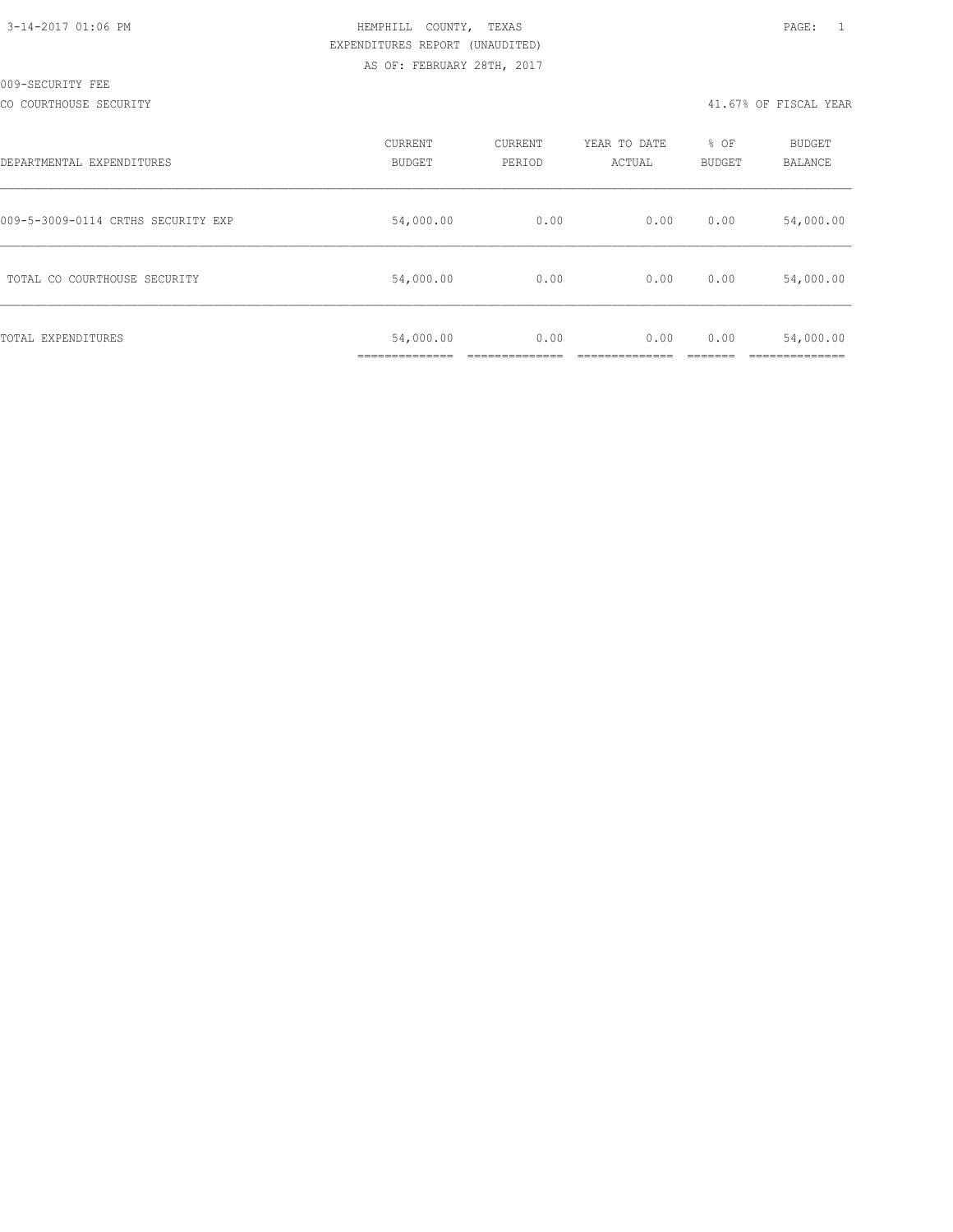HEMPHILL COUNTY, TEXAS
EXPENDITURES REPORT (UNAUDITED)
AS OF: FEBRUARY 28TH, 2017

009-SECURITY FEE

CO COURTHOUSE SECURITY — 41.67% OF FISCAL YEAR

| DEPARTMENTAL EXPENDITURES | CURRENT BUDGET | CURRENT PERIOD | YEAR TO DATE ACTUAL | % OF BUDGET | BUDGET BALANCE |
|---|---|---|---|---|---|
| 009-5-3009-0114 CRTHS SECURITY EXP | 54,000.00 | 0.00 | 0.00 | 0.00 | 54,000.00 |
| TOTAL CO COURTHOUSE SECURITY | 54,000.00 | 0.00 | 0.00 | 0.00 | 54,000.00 |
| TOTAL EXPENDITURES | 54,000.00 | 0.00 | 0.00 | 0.00 | 54,000.00 |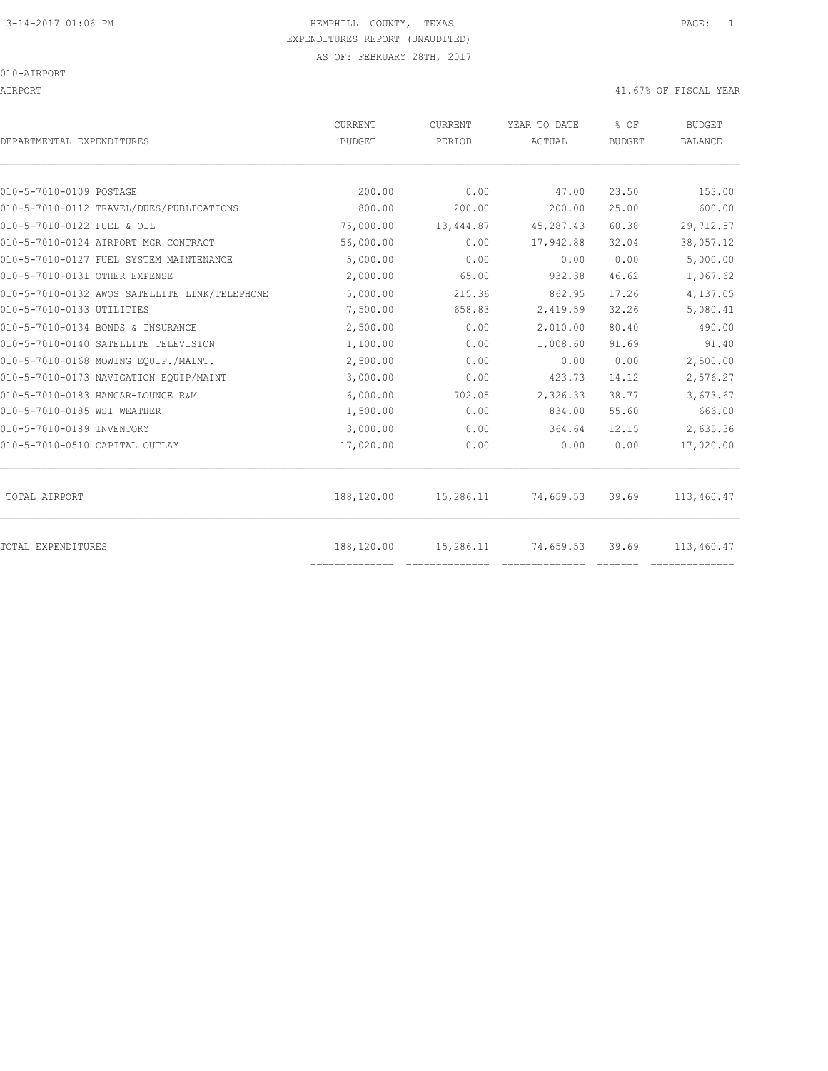HEMPHILL COUNTY, TEXAS
EXPENDITURES REPORT (UNAUDITED)
AS OF: FEBRUARY 28TH, 2017

010-AIRPORT

AIRPORT — 41.67% OF FISCAL YEAR

| DEPARTMENTAL EXPENDITURES | CURRENT BUDGET | CURRENT PERIOD | YEAR TO DATE ACTUAL | % OF BUDGET | BUDGET BALANCE |
|---|---|---|---|---|---|
| 010-5-7010-0109 POSTAGE | 200.00 | 0.00 | 47.00 | 23.50 | 153.00 |
| 010-5-7010-0112 TRAVEL/DUES/PUBLICATIONS | 800.00 | 200.00 | 200.00 | 25.00 | 600.00 |
| 010-5-7010-0122 FUEL & OIL | 75,000.00 | 13,444.87 | 45,287.43 | 60.38 | 29,712.57 |
| 010-5-7010-0124 AIRPORT MGR CONTRACT | 56,000.00 | 0.00 | 17,942.88 | 32.04 | 38,057.12 |
| 010-5-7010-0127 FUEL SYSTEM MAINTENANCE | 5,000.00 | 0.00 | 0.00 | 0.00 | 5,000.00 |
| 010-5-7010-0131 OTHER EXPENSE | 2,000.00 | 65.00 | 932.38 | 46.62 | 1,067.62 |
| 010-5-7010-0132 AWOS SATELLITE LINK/TELEPHONE | 5,000.00 | 215.36 | 862.95 | 17.26 | 4,137.05 |
| 010-5-7010-0133 UTILITIES | 7,500.00 | 658.83 | 2,419.59 | 32.26 | 5,080.41 |
| 010-5-7010-0134 BONDS & INSURANCE | 2,500.00 | 0.00 | 2,010.00 | 80.40 | 490.00 |
| 010-5-7010-0140 SATELLITE TELEVISION | 1,100.00 | 0.00 | 1,008.60 | 91.69 | 91.40 |
| 010-5-7010-0168 MOWING EQUIP./MAINT. | 2,500.00 | 0.00 | 0.00 | 0.00 | 2,500.00 |
| 010-5-7010-0173 NAVIGATION EQUIP/MAINT | 3,000.00 | 0.00 | 423.73 | 14.12 | 2,576.27 |
| 010-5-7010-0183 HANGAR-LOUNGE R&M | 6,000.00 | 702.05 | 2,326.33 | 38.77 | 3,673.67 |
| 010-5-7010-0185 WSI WEATHER | 1,500.00 | 0.00 | 834.00 | 55.60 | 666.00 |
| 010-5-7010-0189 INVENTORY | 3,000.00 | 0.00 | 364.64 | 12.15 | 2,635.36 |
| 010-5-7010-0510 CAPITAL OUTLAY | 17,020.00 | 0.00 | 0.00 | 0.00 | 17,020.00 |
| TOTAL AIRPORT | 188,120.00 | 15,286.11 | 74,659.53 | 39.69 | 113,460.47 |
| TOTAL EXPENDITURES | 188,120.00 | 15,286.11 | 74,659.53 | 39.69 | 113,460.47 |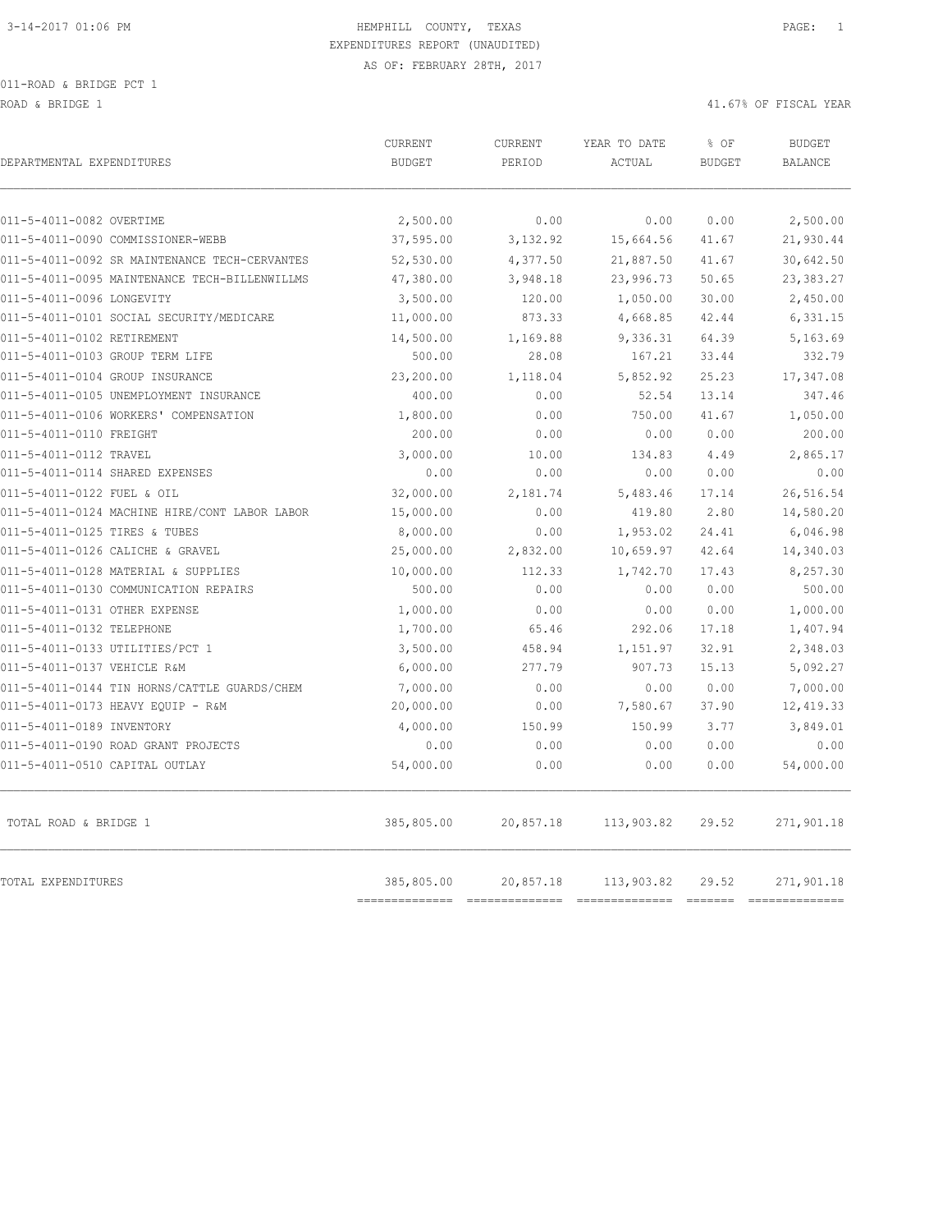HEMPHILL COUNTY, TEXAS
EXPENDITURES REPORT (UNAUDITED)
AS OF: FEBRUARY 28TH, 2017

011-ROAD & BRIDGE PCT 1

ROAD & BRIDGE 1 — 41.67% OF FISCAL YEAR

| DEPARTMENTAL EXPENDITURES | CURRENT BUDGET | CURRENT PERIOD | YEAR TO DATE ACTUAL | % OF BUDGET | BUDGET BALANCE |
|---|---|---|---|---|---|
| 011-5-4011-0082 OVERTIME | 2,500.00 | 0.00 | 0.00 | 0.00 | 2,500.00 |
| 011-5-4011-0090 COMMISSIONER-WEBB | 37,595.00 | 3,132.92 | 15,664.56 | 41.67 | 21,930.44 |
| 011-5-4011-0092 SR MAINTENANCE TECH-CERVANTES | 52,530.00 | 4,377.50 | 21,887.50 | 41.67 | 30,642.50 |
| 011-5-4011-0095 MAINTENANCE TECH-BILLENWILLMS | 47,380.00 | 3,948.18 | 23,996.73 | 50.65 | 23,383.27 |
| 011-5-4011-0096 LONGEVITY | 3,500.00 | 120.00 | 1,050.00 | 30.00 | 2,450.00 |
| 011-5-4011-0101 SOCIAL SECURITY/MEDICARE | 11,000.00 | 873.33 | 4,668.85 | 42.44 | 6,331.15 |
| 011-5-4011-0102 RETIREMENT | 14,500.00 | 1,169.88 | 9,336.31 | 64.39 | 5,163.69 |
| 011-5-4011-0103 GROUP TERM LIFE | 500.00 | 28.08 | 167.21 | 33.44 | 332.79 |
| 011-5-4011-0104 GROUP INSURANCE | 23,200.00 | 1,118.04 | 5,852.92 | 25.23 | 17,347.08 |
| 011-5-4011-0105 UNEMPLOYMENT INSURANCE | 400.00 | 0.00 | 52.54 | 13.14 | 347.46 |
| 011-5-4011-0106 WORKERS' COMPENSATION | 1,800.00 | 0.00 | 750.00 | 41.67 | 1,050.00 |
| 011-5-4011-0110 FREIGHT | 200.00 | 0.00 | 0.00 | 0.00 | 200.00 |
| 011-5-4011-0112 TRAVEL | 3,000.00 | 10.00 | 134.83 | 4.49 | 2,865.17 |
| 011-5-4011-0114 SHARED EXPENSES | 0.00 | 0.00 | 0.00 | 0.00 | 0.00 |
| 011-5-4011-0122 FUEL & OIL | 32,000.00 | 2,181.74 | 5,483.46 | 17.14 | 26,516.54 |
| 011-5-4011-0124 MACHINE HIRE/CONT LABOR LABOR | 15,000.00 | 0.00 | 419.80 | 2.80 | 14,580.20 |
| 011-5-4011-0125 TIRES & TUBES | 8,000.00 | 0.00 | 1,953.02 | 24.41 | 6,046.98 |
| 011-5-4011-0126 CALICHE & GRAVEL | 25,000.00 | 2,832.00 | 10,659.97 | 42.64 | 14,340.03 |
| 011-5-4011-0128 MATERIAL & SUPPLIES | 10,000.00 | 112.33 | 1,742.70 | 17.43 | 8,257.30 |
| 011-5-4011-0130 COMMUNICATION REPAIRS | 500.00 | 0.00 | 0.00 | 0.00 | 500.00 |
| 011-5-4011-0131 OTHER EXPENSE | 1,000.00 | 0.00 | 0.00 | 0.00 | 1,000.00 |
| 011-5-4011-0132 TELEPHONE | 1,700.00 | 65.46 | 292.06 | 17.18 | 1,407.94 |
| 011-5-4011-0133 UTILITIES/PCT 1 | 3,500.00 | 458.94 | 1,151.97 | 32.91 | 2,348.03 |
| 011-5-4011-0137 VEHICLE R&M | 6,000.00 | 277.79 | 907.73 | 15.13 | 5,092.27 |
| 011-5-4011-0144 TIN HORNS/CATTLE GUARDS/CHEM | 7,000.00 | 0.00 | 0.00 | 0.00 | 7,000.00 |
| 011-5-4011-0173 HEAVY EQUIP - R&M | 20,000.00 | 0.00 | 7,580.67 | 37.90 | 12,419.33 |
| 011-5-4011-0189 INVENTORY | 4,000.00 | 150.99 | 150.99 | 3.77 | 3,849.01 |
| 011-5-4011-0190 ROAD GRANT PROJECTS | 0.00 | 0.00 | 0.00 | 0.00 | 0.00 |
| 011-5-4011-0510 CAPITAL OUTLAY | 54,000.00 | 0.00 | 0.00 | 0.00 | 54,000.00 |
| TOTAL ROAD & BRIDGE 1 | 385,805.00 | 20,857.18 | 113,903.82 | 29.52 | 271,901.18 |
| TOTAL EXPENDITURES | 385,805.00 | 20,857.18 | 113,903.82 | 29.52 | 271,901.18 |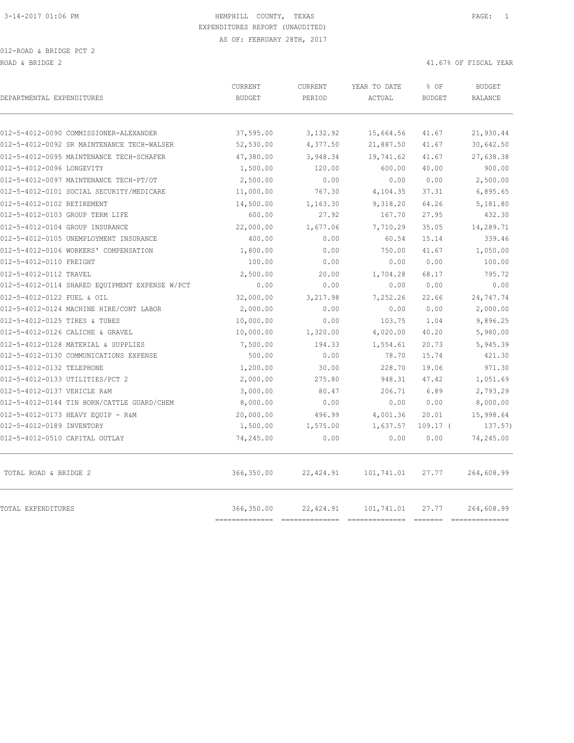HEMPHILL COUNTY, TEXAS
EXPENDITURES REPORT (UNAUDITED)
AS OF: FEBRUARY 28TH, 2017

012-ROAD & BRIDGE PCT 2

ROAD & BRIDGE 2

41.67% OF FISCAL YEAR

| DEPARTMENTAL EXPENDITURES | CURRENT BUDGET | CURRENT PERIOD | YEAR TO DATE ACTUAL | % OF BUDGET | BUDGET BALANCE |
|---|---|---|---|---|---|
| 012-5-4012-0090 COMMISSIONER-ALEXANDER | 37,595.00 | 3,132.92 | 15,664.56 | 41.67 | 21,930.44 |
| 012-5-4012-0092 SR MAINTENANCE TECH-WALSER | 52,530.00 | 4,377.50 | 21,887.50 | 41.67 | 30,642.50 |
| 012-5-4012-0095 MAINTENANCE TECH-SCHAFER | 47,380.00 | 3,948.34 | 19,741.62 | 41.67 | 27,638.38 |
| 012-5-4012-0096 LONGEVITY | 1,500.00 | 120.00 | 600.00 | 40.00 | 900.00 |
| 012-5-4012-0097 MAINTENANCE TECH-PT/OT | 2,500.00 | 0.00 | 0.00 | 0.00 | 2,500.00 |
| 012-5-4012-0101 SOCIAL SECURITY/MEDICARE | 11,000.00 | 767.30 | 4,104.35 | 37.31 | 6,895.65 |
| 012-5-4012-0102 RETIREMENT | 14,500.00 | 1,163.30 | 9,318.20 | 64.26 | 5,181.80 |
| 012-5-4012-0103 GROUP TERM LIFE | 600.00 | 27.92 | 167.70 | 27.95 | 432.30 |
| 012-5-4012-0104 GROUP INSURANCE | 22,000.00 | 1,677.06 | 7,710.29 | 35.05 | 14,289.71 |
| 012-5-4012-0105 UNEMPLOYMENT INSURANCE | 400.00 | 0.00 | 60.54 | 15.14 | 339.46 |
| 012-5-4012-0106 WORKERS' COMPENSATION | 1,800.00 | 0.00 | 750.00 | 41.67 | 1,050.00 |
| 012-5-4012-0110 FREIGHT | 100.00 | 0.00 | 0.00 | 0.00 | 100.00 |
| 012-5-4012-0112 TRAVEL | 2,500.00 | 20.00 | 1,704.28 | 68.17 | 795.72 |
| 012-5-4012-0114 SHARED EQUIPMENT EXPENSE W/PCT | 0.00 | 0.00 | 0.00 | 0.00 | 0.00 |
| 012-5-4012-0122 FUEL & OIL | 32,000.00 | 3,217.98 | 7,252.26 | 22.66 | 24,747.74 |
| 012-5-4012-0124 MACHINE HIRE/CONT LABOR | 2,000.00 | 0.00 | 0.00 | 0.00 | 2,000.00 |
| 012-5-4012-0125 TIRES & TUBES | 10,000.00 | 0.00 | 103.75 | 1.04 | 9,896.25 |
| 012-5-4012-0126 CALICHE & GRAVEL | 10,000.00 | 1,320.00 | 4,020.00 | 40.20 | 5,980.00 |
| 012-5-4012-0128 MATERIAL & SUPPLIES | 7,500.00 | 194.33 | 1,554.61 | 20.73 | 5,945.39 |
| 012-5-4012-0130 COMMUNICATIONS EXPENSE | 500.00 | 0.00 | 78.70 | 15.74 | 421.30 |
| 012-5-4012-0132 TELEPHONE | 1,200.00 | 30.00 | 228.70 | 19.06 | 971.30 |
| 012-5-4012-0133 UTILITIES/PCT 2 | 2,000.00 | 275.80 | 948.31 | 47.42 | 1,051.69 |
| 012-5-4012-0137 VEHICLE R&M | 3,000.00 | 80.47 | 206.71 | 6.89 | 2,793.29 |
| 012-5-4012-0144 TIN HORN/CATTLE GUARD/CHEM | 8,000.00 | 0.00 | 0.00 | 0.00 | 8,000.00 |
| 012-5-4012-0173 HEAVY EQUIP - R&M | 20,000.00 | 496.99 | 4,001.36 | 20.01 | 15,998.64 |
| 012-5-4012-0189 INVENTORY | 1,500.00 | 1,575.00 | 1,637.57 | 109.17 | ( 137.57) |
| 012-5-4012-0510 CAPITAL OUTLAY | 74,245.00 | 0.00 | 0.00 | 0.00 | 74,245.00 |
| TOTAL ROAD & BRIDGE 2 | 366,350.00 | 22,424.91 | 101,741.01 | 27.77 | 264,608.99 |
| TOTAL EXPENDITURES | 366,350.00 | 22,424.91 | 101,741.01 | 27.77 | 264,608.99 |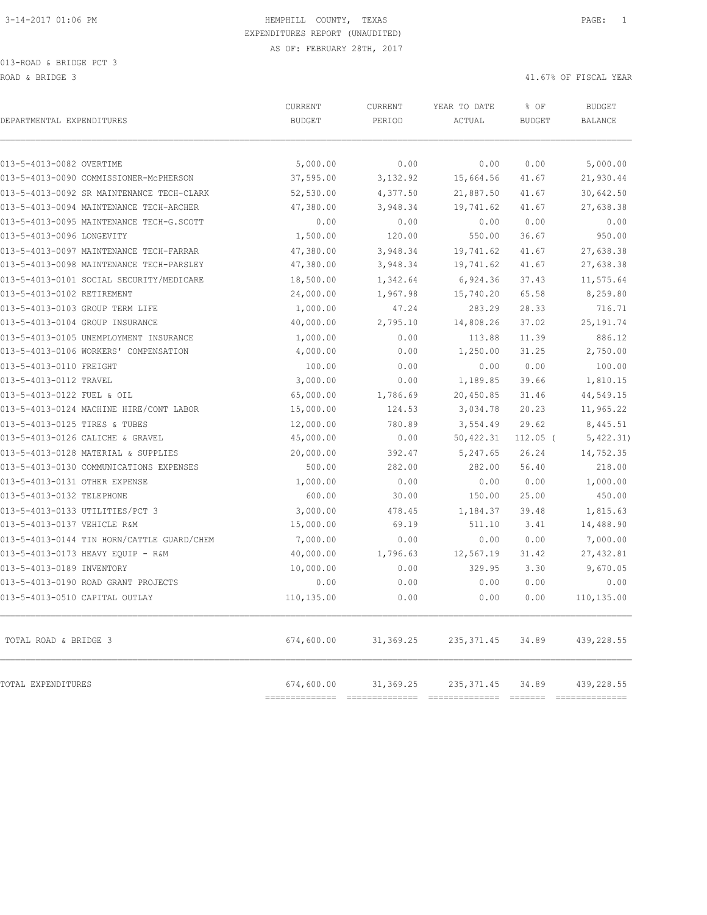HEMPHILL COUNTY, TEXAS
EXPENDITURES REPORT (UNAUDITED)
AS OF: FEBRUARY 28TH, 2017

013-ROAD & BRIDGE PCT 3

ROAD & BRIDGE 3 — 41.67% OF FISCAL YEAR

| DEPARTMENTAL EXPENDITURES | CURRENT BUDGET | CURRENT PERIOD | YEAR TO DATE ACTUAL | % OF BUDGET | BUDGET BALANCE |
|---|---|---|---|---|---|
| 013-5-4013-0082 OVERTIME | 5,000.00 | 0.00 | 0.00 | 0.00 | 5,000.00 |
| 013-5-4013-0090 COMMISSIONER-McPHERSON | 37,595.00 | 3,132.92 | 15,664.56 | 41.67 | 21,930.44 |
| 013-5-4013-0092 SR MAINTENANCE TECH-CLARK | 52,530.00 | 4,377.50 | 21,887.50 | 41.67 | 30,642.50 |
| 013-5-4013-0094 MAINTENANCE TECH-ARCHER | 47,380.00 | 3,948.34 | 19,741.62 | 41.67 | 27,638.38 |
| 013-5-4013-0095 MAINTENANCE TECH-G.SCOTT | 0.00 | 0.00 | 0.00 | 0.00 | 0.00 |
| 013-5-4013-0096 LONGEVITY | 1,500.00 | 120.00 | 550.00 | 36.67 | 950.00 |
| 013-5-4013-0097 MAINTENANCE TECH-FARRAR | 47,380.00 | 3,948.34 | 19,741.62 | 41.67 | 27,638.38 |
| 013-5-4013-0098 MAINTENANCE TECH-PARSLEY | 47,380.00 | 3,948.34 | 19,741.62 | 41.67 | 27,638.38 |
| 013-5-4013-0101 SOCIAL SECURITY/MEDICARE | 18,500.00 | 1,342.64 | 6,924.36 | 37.43 | 11,575.64 |
| 013-5-4013-0102 RETIREMENT | 24,000.00 | 1,967.98 | 15,740.20 | 65.58 | 8,259.80 |
| 013-5-4013-0103 GROUP TERM LIFE | 1,000.00 | 47.24 | 283.29 | 28.33 | 716.71 |
| 013-5-4013-0104 GROUP INSURANCE | 40,000.00 | 2,795.10 | 14,808.26 | 37.02 | 25,191.74 |
| 013-5-4013-0105 UNEMPLOYMENT INSURANCE | 1,000.00 | 0.00 | 113.88 | 11.39 | 886.12 |
| 013-5-4013-0106 WORKERS' COMPENSATION | 4,000.00 | 0.00 | 1,250.00 | 31.25 | 2,750.00 |
| 013-5-4013-0110 FREIGHT | 100.00 | 0.00 | 0.00 | 0.00 | 100.00 |
| 013-5-4013-0112 TRAVEL | 3,000.00 | 0.00 | 1,189.85 | 39.66 | 1,810.15 |
| 013-5-4013-0122 FUEL & OIL | 65,000.00 | 1,786.69 | 20,450.85 | 31.46 | 44,549.15 |
| 013-5-4013-0124 MACHINE HIRE/CONT LABOR | 15,000.00 | 124.53 | 3,034.78 | 20.23 | 11,965.22 |
| 013-5-4013-0125 TIRES & TUBES | 12,000.00 | 780.89 | 3,554.49 | 29.62 | 8,445.51 |
| 013-5-4013-0126 CALICHE & GRAVEL | 45,000.00 | 0.00 | 50,422.31 | 112.05 | ( 5,422.31) |
| 013-5-4013-0128 MATERIAL & SUPPLIES | 20,000.00 | 392.47 | 5,247.65 | 26.24 | 14,752.35 |
| 013-5-4013-0130 COMMUNICATIONS EXPENSES | 500.00 | 282.00 | 282.00 | 56.40 | 218.00 |
| 013-5-4013-0131 OTHER EXPENSE | 1,000.00 | 0.00 | 0.00 | 0.00 | 1,000.00 |
| 013-5-4013-0132 TELEPHONE | 600.00 | 30.00 | 150.00 | 25.00 | 450.00 |
| 013-5-4013-0133 UTILITIES/PCT 3 | 3,000.00 | 478.45 | 1,184.37 | 39.48 | 1,815.63 |
| 013-5-4013-0137 VEHICLE R&M | 15,000.00 | 69.19 | 511.10 | 3.41 | 14,488.90 |
| 013-5-4013-0144 TIN HORN/CATTLE GUARD/CHEM | 7,000.00 | 0.00 | 0.00 | 0.00 | 7,000.00 |
| 013-5-4013-0173 HEAVY EQUIP - R&M | 40,000.00 | 1,796.63 | 12,567.19 | 31.42 | 27,432.81 |
| 013-5-4013-0189 INVENTORY | 10,000.00 | 0.00 | 329.95 | 3.30 | 9,670.05 |
| 013-5-4013-0190 ROAD GRANT PROJECTS | 0.00 | 0.00 | 0.00 | 0.00 | 0.00 |
| 013-5-4013-0510 CAPITAL OUTLAY | 110,135.00 | 0.00 | 0.00 | 0.00 | 110,135.00 |
| TOTAL ROAD & BRIDGE 3 | 674,600.00 | 31,369.25 | 235,371.45 | 34.89 | 439,228.55 |
| TOTAL EXPENDITURES | 674,600.00 | 31,369.25 | 235,371.45 | 34.89 | 439,228.55 |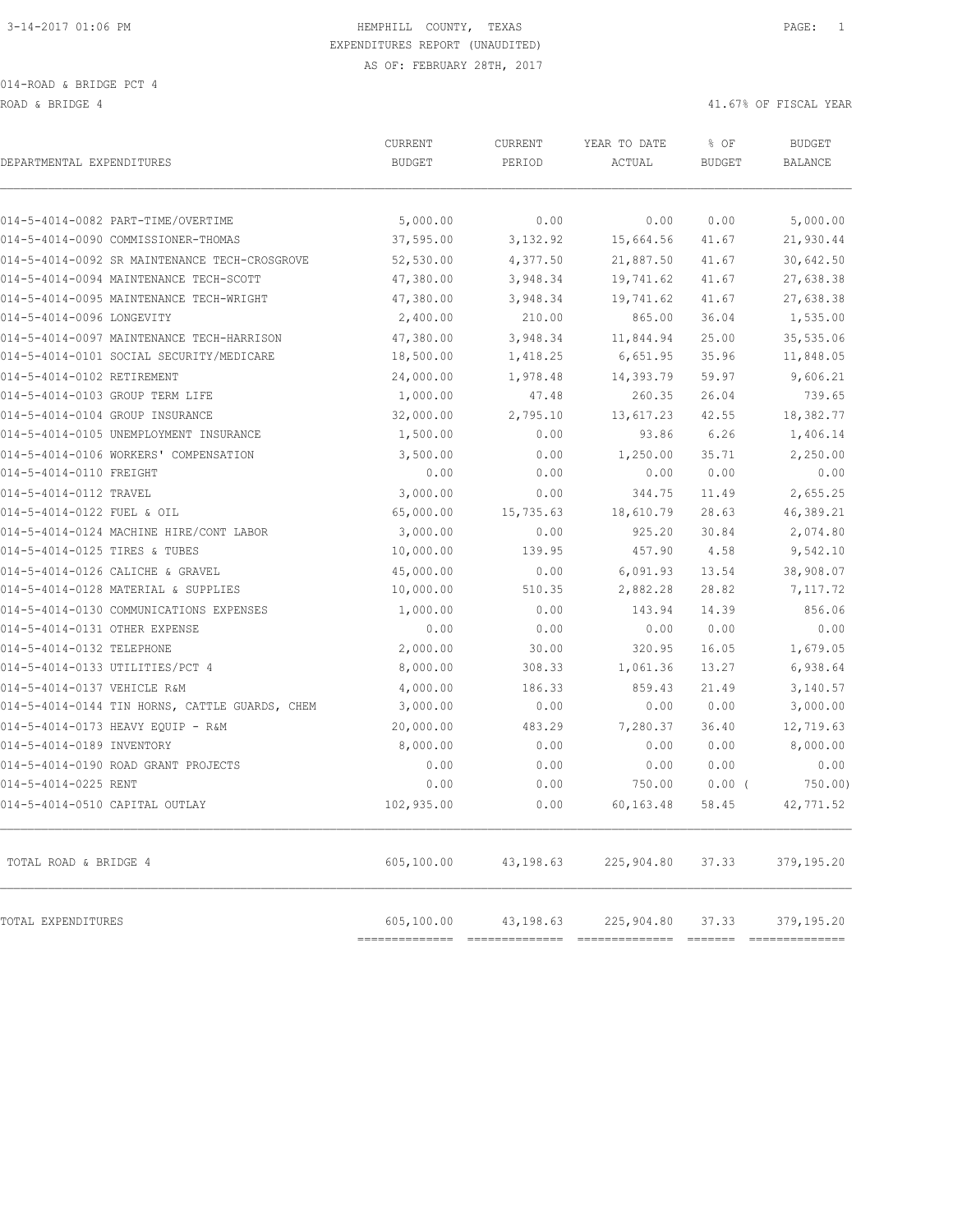HEMPHILL COUNTY, TEXAS

EXPENDITURES REPORT (UNAUDITED)

AS OF: FEBRUARY 28TH, 2017

014-ROAD & BRIDGE PCT 4

ROAD & BRIDGE 4 — 41.67% OF FISCAL YEAR

| DEPARTMENTAL EXPENDITURES | CURRENT BUDGET | CURRENT PERIOD | YEAR TO DATE ACTUAL | % OF BUDGET | BUDGET BALANCE |
|---|---|---|---|---|---|
| 014-5-4014-0082 PART-TIME/OVERTIME | 5,000.00 | 0.00 | 0.00 | 0.00 | 5,000.00 |
| 014-5-4014-0090 COMMISSIONER-THOMAS | 37,595.00 | 3,132.92 | 15,664.56 | 41.67 | 21,930.44 |
| 014-5-4014-0092 SR MAINTENANCE TECH-CROSGROVE | 52,530.00 | 4,377.50 | 21,887.50 | 41.67 | 30,642.50 |
| 014-5-4014-0094 MAINTENANCE TECH-SCOTT | 47,380.00 | 3,948.34 | 19,741.62 | 41.67 | 27,638.38 |
| 014-5-4014-0095 MAINTENANCE TECH-WRIGHT | 47,380.00 | 3,948.34 | 19,741.62 | 41.67 | 27,638.38 |
| 014-5-4014-0096 LONGEVITY | 2,400.00 | 210.00 | 865.00 | 36.04 | 1,535.00 |
| 014-5-4014-0097 MAINTENANCE TECH-HARRISON | 47,380.00 | 3,948.34 | 11,844.94 | 25.00 | 35,535.06 |
| 014-5-4014-0101 SOCIAL SECURITY/MEDICARE | 18,500.00 | 1,418.25 | 6,651.95 | 35.96 | 11,848.05 |
| 014-5-4014-0102 RETIREMENT | 24,000.00 | 1,978.48 | 14,393.79 | 59.97 | 9,606.21 |
| 014-5-4014-0103 GROUP TERM LIFE | 1,000.00 | 47.48 | 260.35 | 26.04 | 739.65 |
| 014-5-4014-0104 GROUP INSURANCE | 32,000.00 | 2,795.10 | 13,617.23 | 42.55 | 18,382.77 |
| 014-5-4014-0105 UNEMPLOYMENT INSURANCE | 1,500.00 | 0.00 | 93.86 | 6.26 | 1,406.14 |
| 014-5-4014-0106 WORKERS' COMPENSATION | 3,500.00 | 0.00 | 1,250.00 | 35.71 | 2,250.00 |
| 014-5-4014-0110 FREIGHT | 0.00 | 0.00 | 0.00 | 0.00 | 0.00 |
| 014-5-4014-0112 TRAVEL | 3,000.00 | 0.00 | 344.75 | 11.49 | 2,655.25 |
| 014-5-4014-0122 FUEL & OIL | 65,000.00 | 15,735.63 | 18,610.79 | 28.63 | 46,389.21 |
| 014-5-4014-0124 MACHINE HIRE/CONT LABOR | 3,000.00 | 0.00 | 925.20 | 30.84 | 2,074.80 |
| 014-5-4014-0125 TIRES & TUBES | 10,000.00 | 139.95 | 457.90 | 4.58 | 9,542.10 |
| 014-5-4014-0126 CALICHE & GRAVEL | 45,000.00 | 0.00 | 6,091.93 | 13.54 | 38,908.07 |
| 014-5-4014-0128 MATERIAL & SUPPLIES | 10,000.00 | 510.35 | 2,882.28 | 28.82 | 7,117.72 |
| 014-5-4014-0130 COMMUNICATIONS EXPENSES | 1,000.00 | 0.00 | 143.94 | 14.39 | 856.06 |
| 014-5-4014-0131 OTHER EXPENSE | 0.00 | 0.00 | 0.00 | 0.00 | 0.00 |
| 014-5-4014-0132 TELEPHONE | 2,000.00 | 30.00 | 320.95 | 16.05 | 1,679.05 |
| 014-5-4014-0133 UTILITIES/PCT 4 | 8,000.00 | 308.33 | 1,061.36 | 13.27 | 6,938.64 |
| 014-5-4014-0137 VEHICLE R&M | 4,000.00 | 186.33 | 859.43 | 21.49 | 3,140.57 |
| 014-5-4014-0144 TIN HORNS, CATTLE GUARDS, CHEM | 3,000.00 | 0.00 | 0.00 | 0.00 | 3,000.00 |
| 014-5-4014-0173 HEAVY EQUIP - R&M | 20,000.00 | 483.29 | 7,280.37 | 36.40 | 12,719.63 |
| 014-5-4014-0189 INVENTORY | 8,000.00 | 0.00 | 0.00 | 0.00 | 8,000.00 |
| 014-5-4014-0190 ROAD GRANT PROJECTS | 0.00 | 0.00 | 0.00 | 0.00 | 0.00 |
| 014-5-4014-0225 RENT | 0.00 | 0.00 | 750.00 | 0.00 ( | 750.00) |
| 014-5-4014-0510 CAPITAL OUTLAY | 102,935.00 | 0.00 | 60,163.48 | 58.45 | 42,771.52 |
| TOTAL ROAD & BRIDGE 4 | 605,100.00 | 43,198.63 | 225,904.80 | 37.33 | 379,195.20 |
| TOTAL EXPENDITURES | 605,100.00 | 43,198.63 | 225,904.80 | 37.33 | 379,195.20 |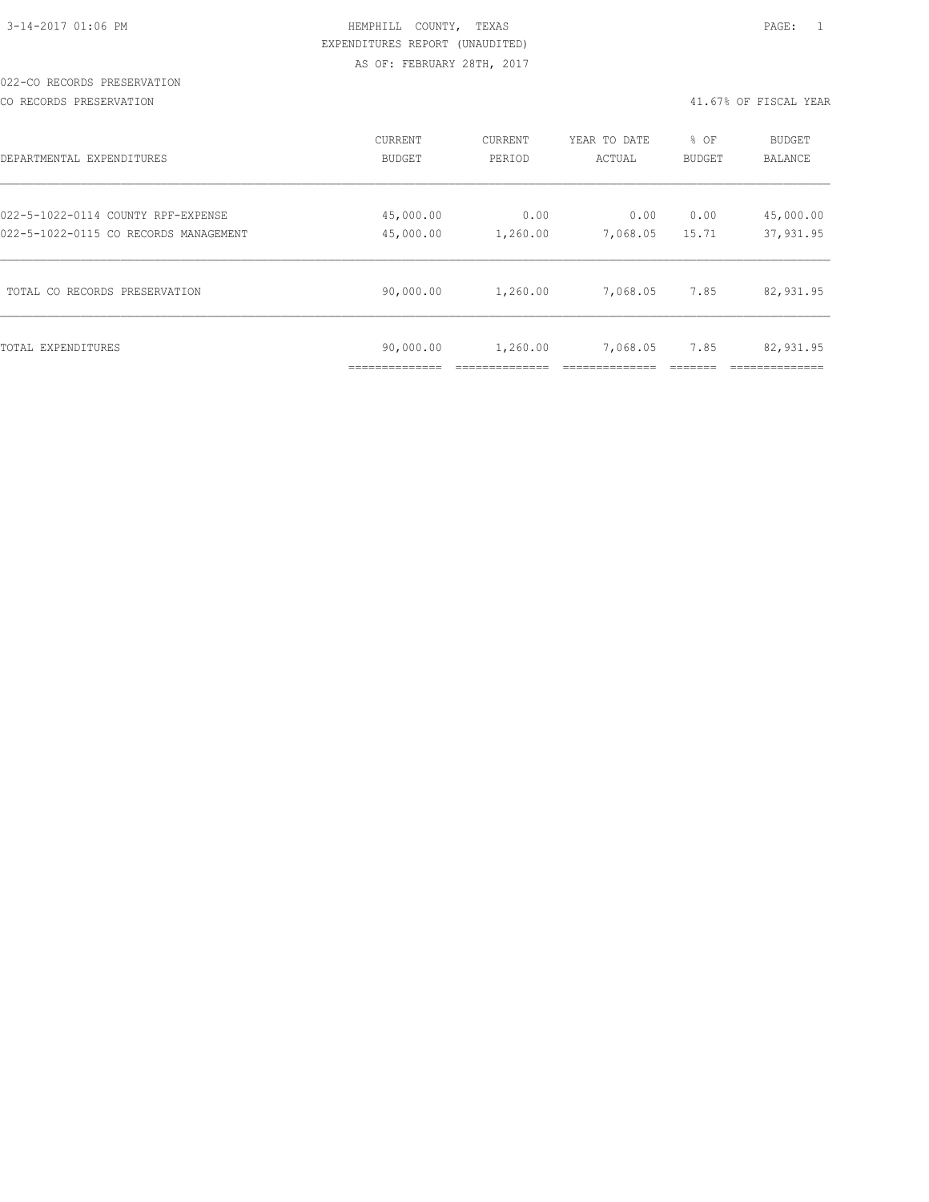3-14-2017 01:06 PM

HEMPHILL COUNTY, TEXAS

EXPENDITURES REPORT (UNAUDITED)

AS OF: FEBRUARY 28TH, 2017

022-CO RECORDS PRESERVATION

CO RECORDS PRESERVATION — 41.67% OF FISCAL YEAR

| DEPARTMENTAL EXPENDITURES | CURRENT BUDGET | CURRENT PERIOD | YEAR TO DATE ACTUAL | % OF BUDGET | BUDGET BALANCE |
|---|---|---|---|---|---|
| 022-5-1022-0114 COUNTY RPF-EXPENSE | 45,000.00 | 0.00 | 0.00 | 0.00 | 45,000.00 |
| 022-5-1022-0115 CO RECORDS MANAGEMENT | 45,000.00 | 1,260.00 | 7,068.05 | 15.71 | 37,931.95 |
| TOTAL CO RECORDS PRESERVATION | 90,000.00 | 1,260.00 | 7,068.05 | 7.85 | 82,931.95 |
| TOTAL EXPENDITURES | 90,000.00 | 1,260.00 | 7,068.05 | 7.85 | 82,931.95 |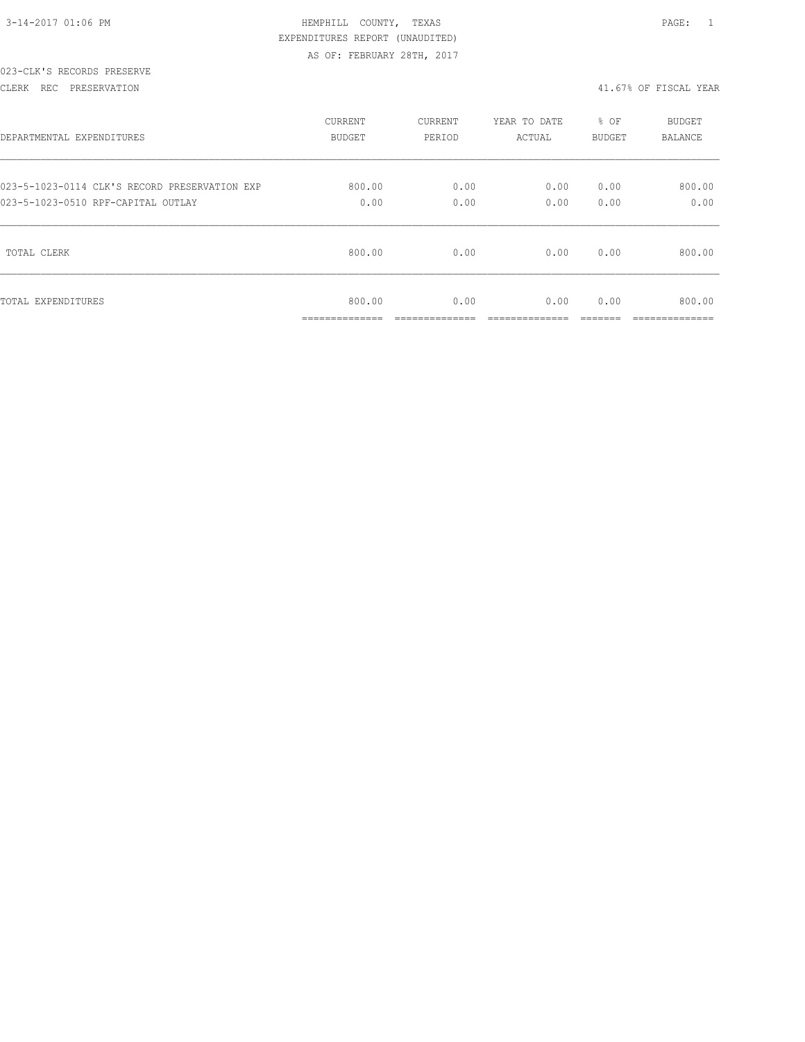HEMPHILL COUNTY, TEXAS

EXPENDITURES REPORT (UNAUDITED)

AS OF: FEBRUARY 28TH, 2017

023-CLK'S RECORDS PRESERVE

CLERK REC PRESERVATION

41.67% OF FISCAL YEAR

| DEPARTMENTAL EXPENDITURES | CURRENT BUDGET | CURRENT PERIOD | YEAR TO DATE ACTUAL | % OF BUDGET | BUDGET BALANCE |
|---|---|---|---|---|---|
| 023-5-1023-0114 CLK'S RECORD PRESERVATION EXP | 800.00 | 0.00 | 0.00 | 0.00 | 800.00 |
| 023-5-1023-0510 RPF-CAPITAL OUTLAY | 0.00 | 0.00 | 0.00 | 0.00 | 0.00 |
| TOTAL CLERK | 800.00 | 0.00 | 0.00 | 0.00 | 800.00 |
| TOTAL EXPENDITURES | 800.00 | 0.00 | 0.00 | 0.00 | 800.00 |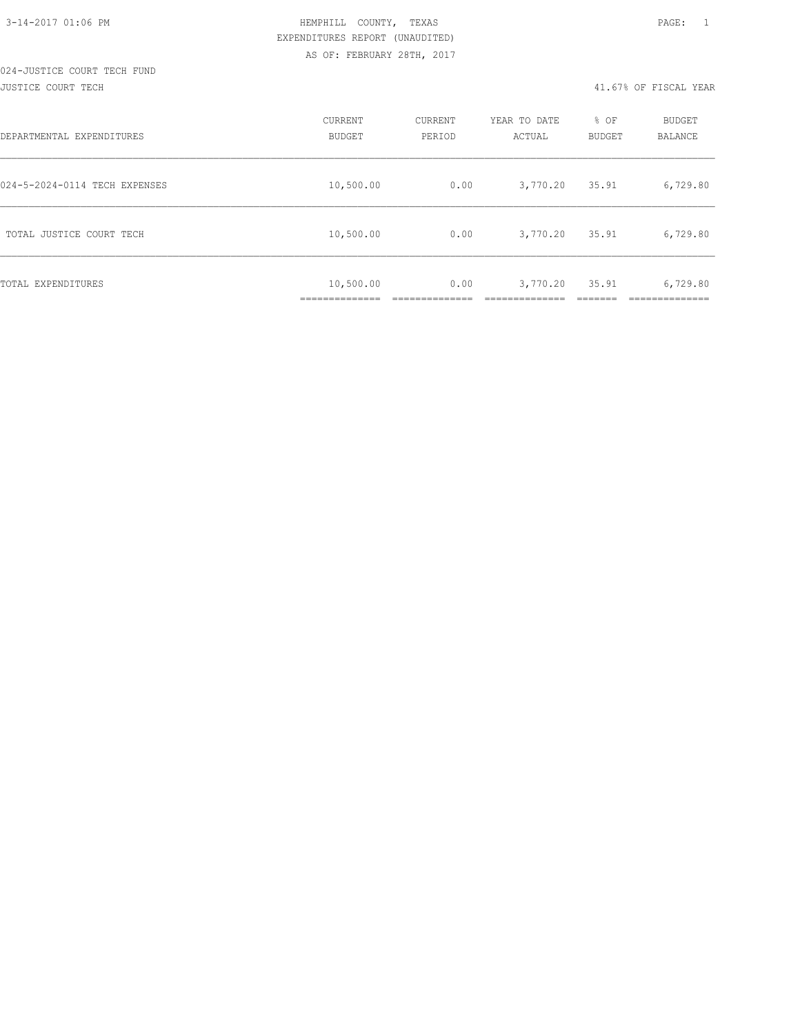HEMPHILL COUNTY, TEXAS
EXPENDITURES REPORT (UNAUDITED)
AS OF: FEBRUARY 28TH, 2017

024-JUSTICE COURT TECH FUND
JUSTICE COURT TECH

41.67% OF FISCAL YEAR

| DEPARTMENTAL EXPENDITURES | CURRENT BUDGET | CURRENT PERIOD | YEAR TO DATE ACTUAL | % OF BUDGET | BUDGET BALANCE |
|---|---|---|---|---|---|
| 024-5-2024-0114 TECH EXPENSES | 10,500.00 | 0.00 | 3,770.20 | 35.91 | 6,729.80 |
| TOTAL JUSTICE COURT TECH | 10,500.00 | 0.00 | 3,770.20 | 35.91 | 6,729.80 |
| TOTAL EXPENDITURES | 10,500.00 | 0.00 | 3,770.20 | 35.91 | 6,729.80 |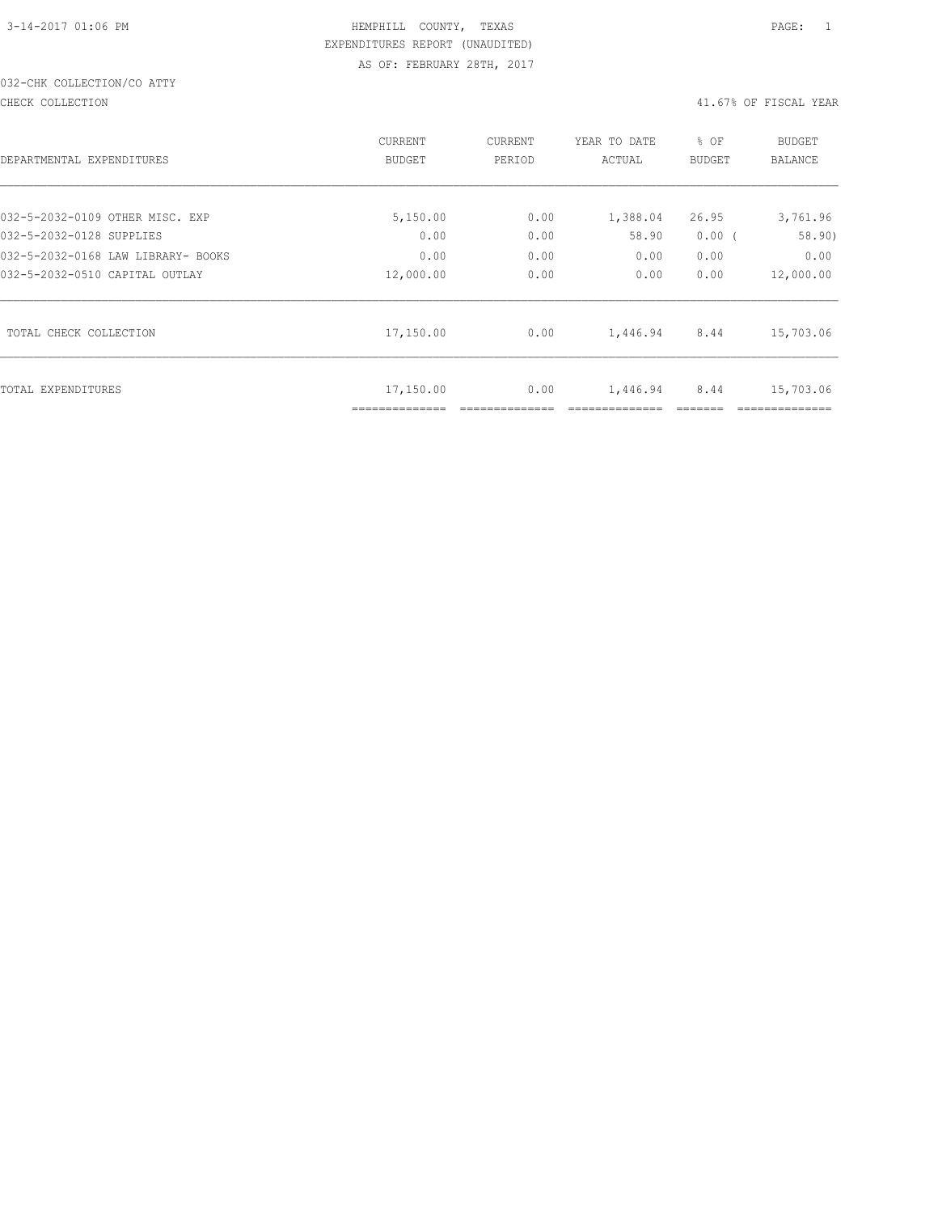3-14-2017 01:06 PM

HEMPHILL COUNTY, TEXAS
EXPENDITURES REPORT (UNAUDITED)
AS OF: FEBRUARY 28TH, 2017

032-CHK COLLECTION/CO ATTY
CHECK COLLECTION

41.67% OF FISCAL YEAR

| DEPARTMENTAL EXPENDITURES | CURRENT BUDGET | CURRENT PERIOD | YEAR TO DATE ACTUAL | % OF BUDGET | BUDGET BALANCE |
|---|---|---|---|---|---|
| 032-5-2032-0109 OTHER MISC. EXP | 5,150.00 | 0.00 | 1,388.04 | 26.95 | 3,761.96 |
| 032-5-2032-0128 SUPPLIES | 0.00 | 0.00 | 58.90 | 0.00 ( | 58.90) |
| 032-5-2032-0168 LAW LIBRARY- BOOKS | 0.00 | 0.00 | 0.00 | 0.00 | 0.00 |
| 032-5-2032-0510 CAPITAL OUTLAY | 12,000.00 | 0.00 | 0.00 | 0.00 | 12,000.00 |
| TOTAL CHECK COLLECTION | 17,150.00 | 0.00 | 1,446.94 | 8.44 | 15,703.06 |
| TOTAL EXPENDITURES | 17,150.00 | 0.00 | 1,446.94 | 8.44 | 15,703.06 |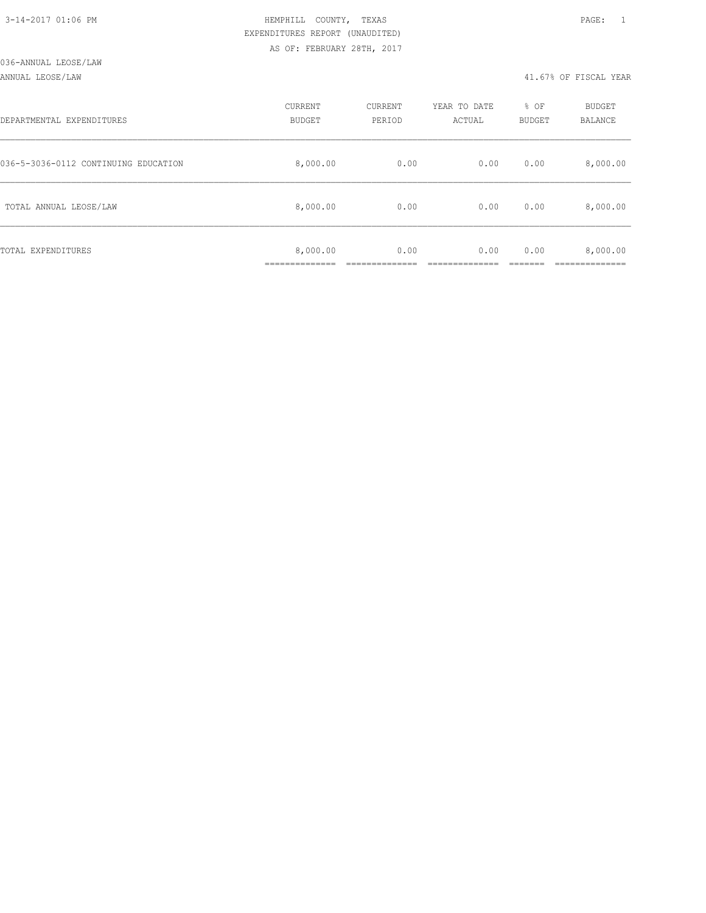HEMPHILL COUNTY, TEXAS
EXPENDITURES REPORT (UNAUDITED)
AS OF: FEBRUARY 28TH, 2017

036-ANNUAL LEOSE/LAW

ANNUAL LEOSE/LAW — 41.67% OF FISCAL YEAR

| DEPARTMENTAL EXPENDITURES | CURRENT BUDGET | CURRENT PERIOD | YEAR TO DATE ACTUAL | % OF BUDGET | BUDGET BALANCE |
|---|---|---|---|---|---|
| 036-5-3036-0112 CONTINUING EDUCATION | 8,000.00 | 0.00 | 0.00 | 0.00 | 8,000.00 |
| TOTAL ANNUAL LEOSE/LAW | 8,000.00 | 0.00 | 0.00 | 0.00 | 8,000.00 |
| TOTAL EXPENDITURES | 8,000.00 | 0.00 | 0.00 | 0.00 | 8,000.00 |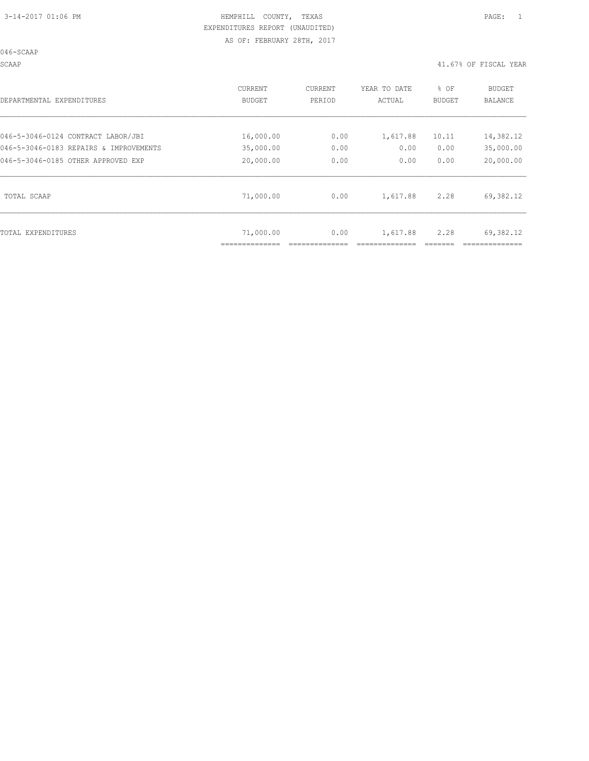HEMPHILL COUNTY, TEXAS

EXPENDITURES REPORT (UNAUDITED)

AS OF: FEBRUARY 28TH, 2017

046-SCAAP

SCAAP

41.67% OF FISCAL YEAR

| DEPARTMENTAL EXPENDITURES | CURRENT BUDGET | CURRENT PERIOD | YEAR TO DATE ACTUAL | % OF BUDGET | BUDGET BALANCE |
|---|---|---|---|---|---|
| 046-5-3046-0124 CONTRACT LABOR/JBI | 16,000.00 | 0.00 | 1,617.88 | 10.11 | 14,382.12 |
| 046-5-3046-0183 REPAIRS & IMPROVEMENTS | 35,000.00 | 0.00 | 0.00 | 0.00 | 35,000.00 |
| 046-5-3046-0185 OTHER APPROVED EXP | 20,000.00 | 0.00 | 0.00 | 0.00 | 20,000.00 |
| TOTAL SCAAP | 71,000.00 | 0.00 | 1,617.88 | 2.28 | 69,382.12 |
| TOTAL EXPENDITURES | 71,000.00 | 0.00 | 1,617.88 | 2.28 | 69,382.12 |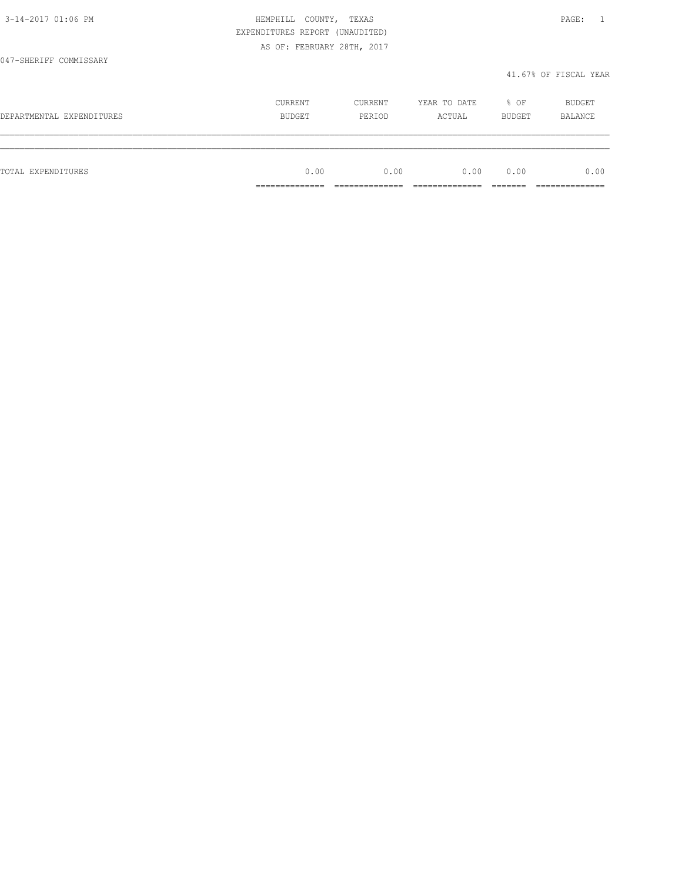HEMPHILL COUNTY, TEXAS
EXPENDITURES REPORT (UNAUDITED)
AS OF: FEBRUARY 28TH, 2017

047-SHERIFF COMMISSARY

41.67% OF FISCAL YEAR

| DEPARTMENTAL EXPENDITURES | CURRENT BUDGET | CURRENT PERIOD | YEAR TO DATE ACTUAL | % OF BUDGET | BUDGET BALANCE |
|---|---|---|---|---|---|
| TOTAL EXPENDITURES | 0.00 | 0.00 | 0.00 | 0.00 | 0.00 |